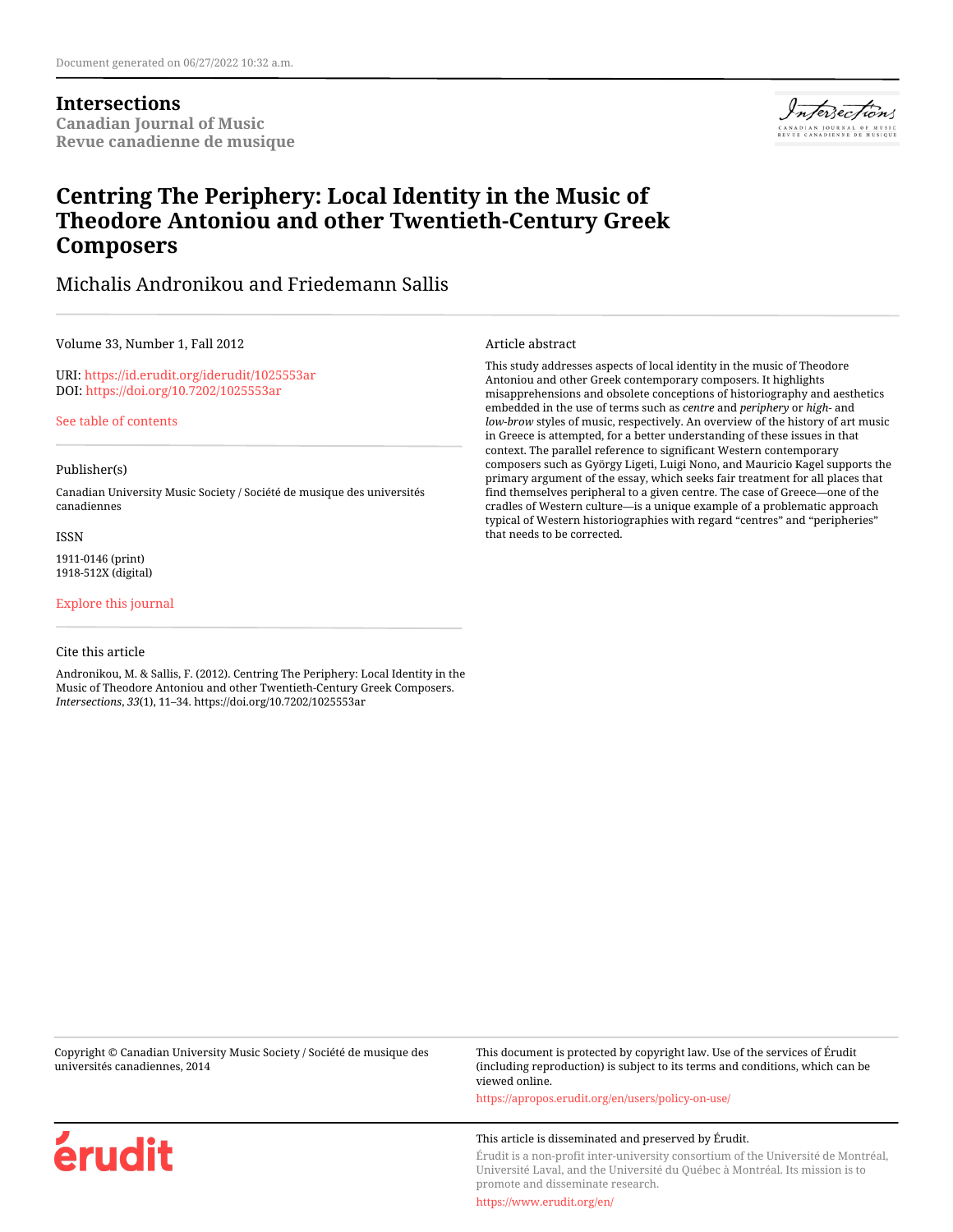Document generated on 06/27/2022 10:32 a.m.

**Intersections**
**Canadian Journal of Music**
**Revue canadienne de musique**

# Centring The Periphery: Local Identity in the Music of Theodore Antoniou and other Twentieth-Century Greek Composers

Michalis Andronikou and Friedemann Sallis

Volume 33, Number 1, Fall 2012

URI: https://id.erudit.org/iderudit/1025553ar
DOI: https://doi.org/10.7202/1025553ar

See table of contents

Publisher(s)

Canadian University Music Society / Société de musique des universités canadiennes

ISSN

1911-0146 (print)
1918-512X (digital)

Explore this journal

Cite this article

Andronikou, M. & Sallis, F. (2012). Centring The Periphery: Local Identity in the Music of Theodore Antoniou and other Twentieth-Century Greek Composers. *Intersections*, *33*(1), 11–34. https://doi.org/10.7202/1025553ar

Article abstract

This study addresses aspects of local identity in the music of Theodore Antoniou and other Greek contemporary composers. It highlights misapprehensions and obsolete conceptions of historiography and aesthetics embedded in the use of terms such as *centre* and *periphery* or *high*- and *low-brow* styles of music, respectively. An overview of the history of art music in Greece is attempted, for a better understanding of these issues in that context. The parallel reference to significant Western contemporary composers such as György Ligeti, Luigi Nono, and Mauricio Kagel supports the primary argument of the essay, which seeks fair treatment for all places that find themselves peripheral to a given centre. The case of Greece—one of the cradles of Western culture—is a unique example of a problematic approach typical of Western historiographies with regard "centres" and "peripheries" that needs to be corrected.

Copyright © Canadian University Music Society / Société de musique des universités canadiennes, 2014

This document is protected by copyright law. Use of the services of Érudit (including reproduction) is subject to its terms and conditions, which can be viewed online.

https://apropos.erudit.org/en/users/policy-on-use/

This article is disseminated and preserved by Érudit.

Érudit is a non-profit inter-university consortium of the Université de Montréal, Université Laval, and the Université du Québec à Montréal. Its mission is to promote and disseminate research.

https://www.erudit.org/en/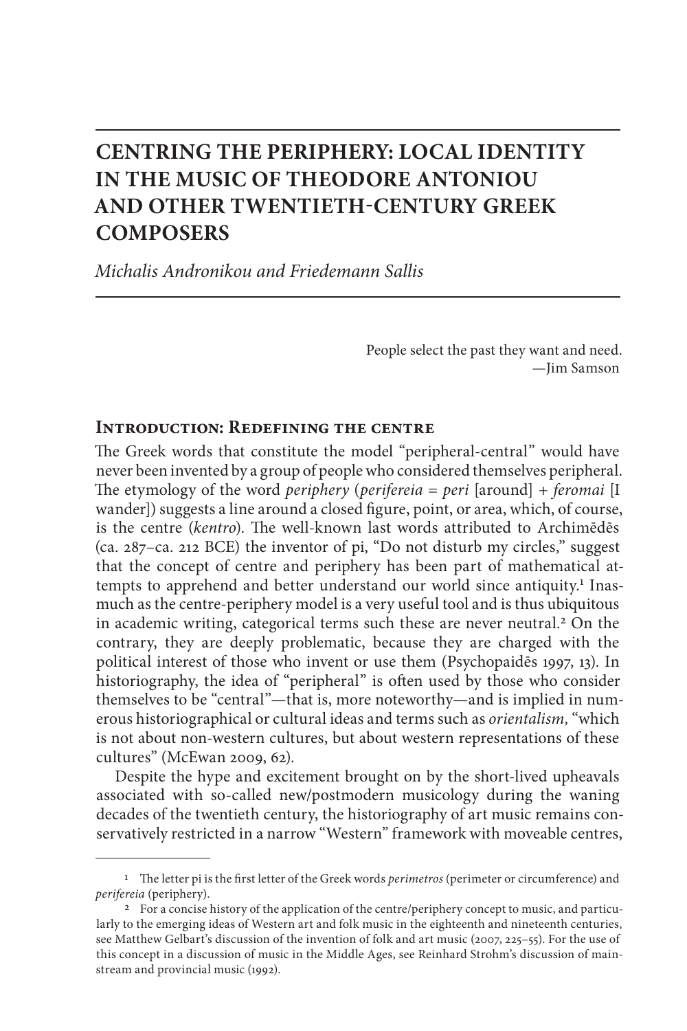# CENTRING THE PERIPHERY: LOCAL IDENTITY IN THE MUSIC OF THEODORE ANTONIOU AND OTHER TWENTIETH-CENTURY GREEK COMPOSERS

*Michalis Andronikou and Friedemann Sallis*

> People select the past they want and need.
> —Jim Samson

## Introduction: Redefining the centre

The Greek words that constitute the model "peripheral-central" would have never been invented by a group of people who considered themselves peripheral. The etymology of the word *periphery* (*perifereia* = *peri* [around] + *feromai* [I wander]) suggests a line around a closed figure, point, or area, which, of course, is the centre (*kentro*). The well-known last words attributed to Archimēdēs (ca. 287–ca. 212 BCE) the inventor of pi, "Do not disturb my circles," suggest that the concept of centre and periphery has been part of mathematical attempts to apprehend and better understand our world since antiquity.[1] Inasmuch as the centre-periphery model is a very useful tool and is thus ubiquitous in academic writing, categorical terms such these are never neutral.[2] On the contrary, they are deeply problematic, because they are charged with the political interest of those who invent or use them (Psychopaidēs 1997, 13). In historiography, the idea of "peripheral" is often used by those who consider themselves to be "central"—that is, more noteworthy—and is implied in numerous historiographical or cultural ideas and terms such as *orientalism,* "which is not about non-western cultures, but about western representations of these cultures" (McEwan 2009, 62).

Despite the hype and excitement brought on by the short-lived upheavals associated with so-called new/postmodern musicology during the waning decades of the twentieth century, the historiography of art music remains conservatively restricted in a narrow "Western" framework with moveable centres,

---

[1] The letter pi is the first letter of the Greek words *perimetros* (perimeter or circumference) and *perifereia* (periphery).

[2] For a concise history of the application of the centre/periphery concept to music, and particularly to the emerging ideas of Western art and folk music in the eighteenth and nineteenth centuries, see Matthew Gelbart's discussion of the invention of folk and art music (2007, 225–55). For the use of this concept in a discussion of music in the Middle Ages, see Reinhard Strohm's discussion of mainstream and provincial music (1992).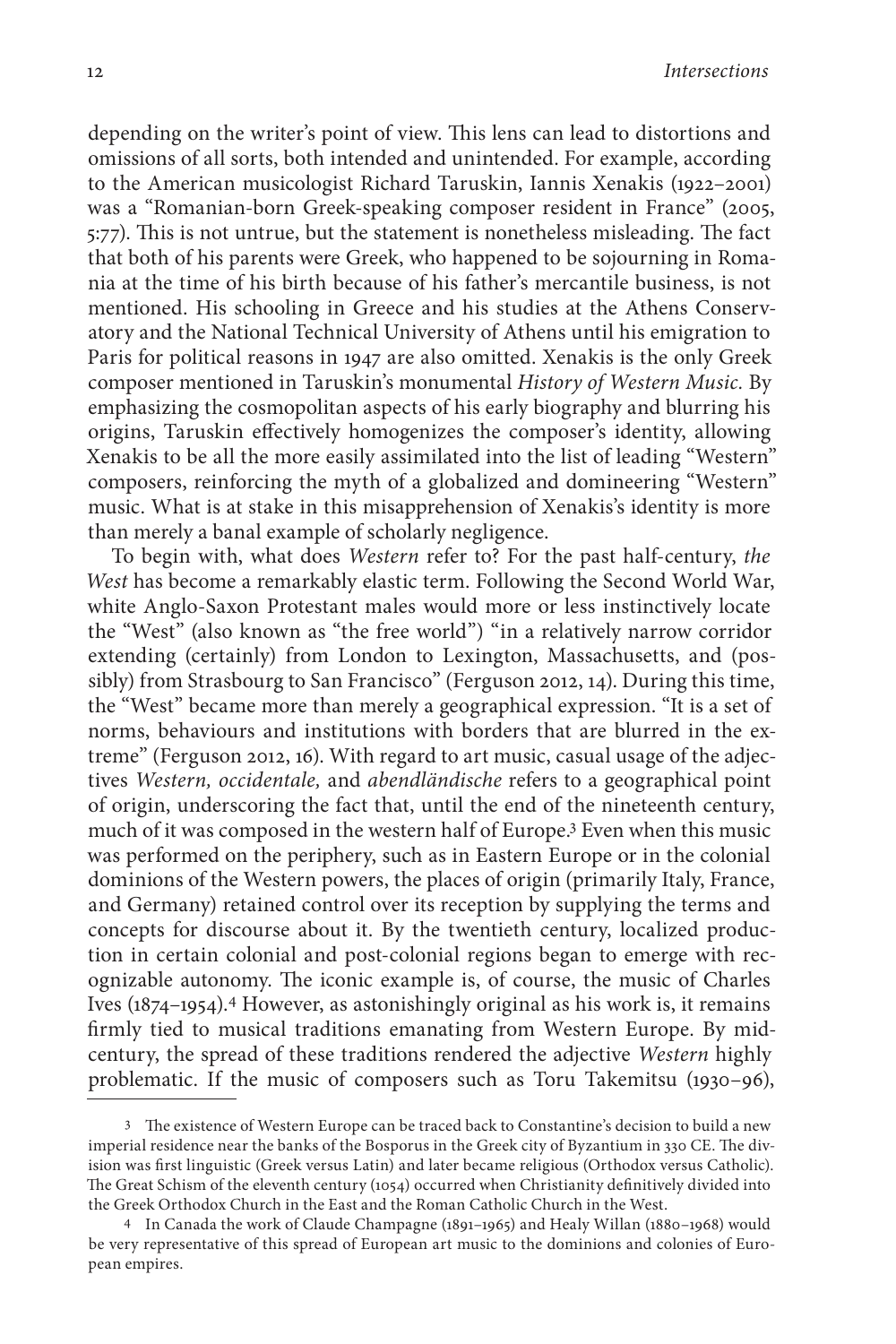depending on the writer's point of view. This lens can lead to distortions and omissions of all sorts, both intended and unintended. For example, according to the American musicologist Richard Taruskin, Iannis Xenakis (1922–2001) was a "Romanian-born Greek-speaking composer resident in France" (2005, 5:77). This is not untrue, but the statement is nonetheless misleading. The fact that both of his parents were Greek, who happened to be sojourning in Romania at the time of his birth because of his father's mercantile business, is not mentioned. His schooling in Greece and his studies at the Athens Conservatory and the National Technical University of Athens until his emigration to Paris for political reasons in 1947 are also omitted. Xenakis is the only Greek composer mentioned in Taruskin's monumental *History of Western Music.* By emphasizing the cosmopolitan aspects of his early biography and blurring his origins, Taruskin effectively homogenizes the composer's identity, allowing Xenakis to be all the more easily assimilated into the list of leading "Western" composers, reinforcing the myth of a globalized and domineering "Western" music. What is at stake in this misapprehension of Xenakis's identity is more than merely a banal example of scholarly negligence.

To begin with, what does *Western* refer to? For the past half-century, *the West* has become a remarkably elastic term. Following the Second World War, white Anglo-Saxon Protestant males would more or less instinctively locate the "West" (also known as "the free world") "in a relatively narrow corridor extending (certainly) from London to Lexington, Massachusetts, and (possibly) from Strasbourg to San Francisco" (Ferguson 2012, 14). During this time, the "West" became more than merely a geographical expression. "It is a set of norms, behaviours and institutions with borders that are blurred in the extreme" (Ferguson 2012, 16). With regard to art music, casual usage of the adjectives *Western, occidentale,* and *abendländische* refers to a geographical point of origin, underscoring the fact that, until the end of the nineteenth century, much of it was composed in the western half of Europe.[3] Even when this music was performed on the periphery, such as in Eastern Europe or in the colonial dominions of the Western powers, the places of origin (primarily Italy, France, and Germany) retained control over its reception by supplying the terms and concepts for discourse about it. By the twentieth century, localized production in certain colonial and post-colonial regions began to emerge with recognizable autonomy. The iconic example is, of course, the music of Charles Ives (1874–1954).[4] However, as astonishingly original as his work is, it remains firmly tied to musical traditions emanating from Western Europe. By mid-century, the spread of these traditions rendered the adjective *Western* highly problematic. If the music of composers such as Toru Takemitsu (1930–96),

---

[3] The existence of Western Europe can be traced back to Constantine's decision to build a new imperial residence near the banks of the Bosporus in the Greek city of Byzantium in 330 CE. The division was first linguistic (Greek versus Latin) and later became religious (Orthodox versus Catholic). The Great Schism of the eleventh century (1054) occurred when Christianity definitively divided into the Greek Orthodox Church in the East and the Roman Catholic Church in the West.

[4] In Canada the work of Claude Champagne (1891–1965) and Healy Willan (1880–1968) would be very representative of this spread of European art music to the dominions and colonies of European empires.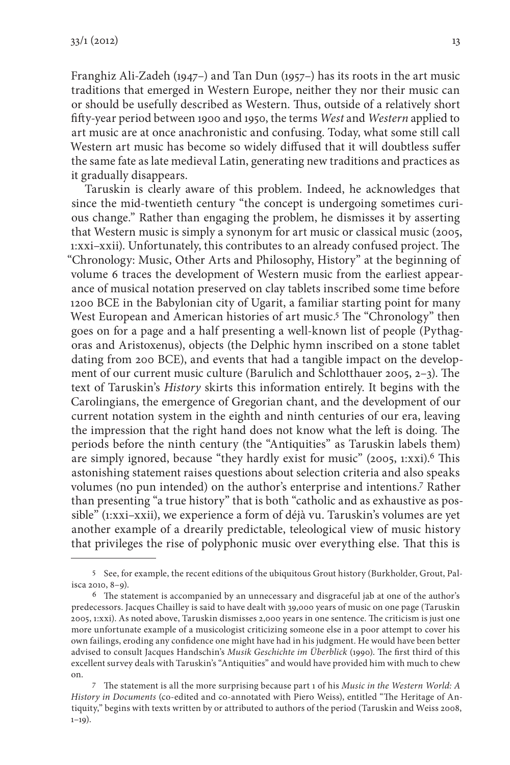Franghiz Ali-Zadeh (1947–) and Tan Dun (1957–) has its roots in the art music traditions that emerged in Western Europe, neither they nor their music can or should be usefully described as Western. Thus, outside of a relatively short fifty-year period between 1900 and 1950, the terms *West* and *Western* applied to art music are at once anachronistic and confusing. Today, what some still call Western art music has become so widely diffused that it will doubtless suffer the same fate as late medieval Latin, generating new traditions and practices as it gradually disappears.

Taruskin is clearly aware of this problem. Indeed, he acknowledges that since the mid-twentieth century "the concept is undergoing sometimes curious change." Rather than engaging the problem, he dismisses it by asserting that Western music is simply a synonym for art music or classical music (2005, 1:xxi–xxii). Unfortunately, this contributes to an already confused project. The "Chronology: Music, Other Arts and Philosophy, History" at the beginning of volume 6 traces the development of Western music from the earliest appearance of musical notation preserved on clay tablets inscribed some time before 1200 BCE in the Babylonian city of Ugarit, a familiar starting point for many West European and American histories of art music.[5] The "Chronology" then goes on for a page and a half presenting a well-known list of people (Pythagoras and Aristoxenus), objects (the Delphic hymn inscribed on a stone tablet dating from 200 BCE), and events that had a tangible impact on the development of our current music culture (Barulich and Schlotthauer 2005, 2–3). The text of Taruskin's *History* skirts this information entirely. It begins with the Carolingians, the emergence of Gregorian chant, and the development of our current notation system in the eighth and ninth centuries of our era, leaving the impression that the right hand does not know what the left is doing. The periods before the ninth century (the "Antiquities" as Taruskin labels them) are simply ignored, because "they hardly exist for music" (2005, 1:xxi).[6] This astonishing statement raises questions about selection criteria and also speaks volumes (no pun intended) on the author's enterprise and intentions.[7] Rather than presenting "a true history" that is both "catholic and as exhaustive as possible" (1:xxi–xxii), we experience a form of déjà vu. Taruskin's volumes are yet another example of a drearily predictable, teleological view of music history that privileges the rise of polyphonic music over everything else. That this is

---

5 See, for example, the recent editions of the ubiquitous Grout history (Burkholder, Grout, Palisca 2010, 8–9).

6 The statement is accompanied by an unnecessary and disgraceful jab at one of the author's predecessors. Jacques Chailley is said to have dealt with 39,000 years of music on one page (Taruskin 2005, 1:xxi). As noted above, Taruskin dismisses 2,000 years in one sentence. The criticism is just one more unfortunate example of a musicologist criticizing someone else in a poor attempt to cover his own failings, eroding any confidence one might have had in his judgment. He would have been better advised to consult Jacques Handschin's *Musik Geschichte im Überblick* (1990). The first third of this excellent survey deals with Taruskin's "Antiquities" and would have provided him with much to chew on.

7 The statement is all the more surprising because part 1 of his *Music in the Western World: A History in Documents* (co-edited and co-annotated with Piero Weiss), entitled "The Heritage of Antiquity," begins with texts written by or attributed to authors of the period (Taruskin and Weiss 2008, 1–19).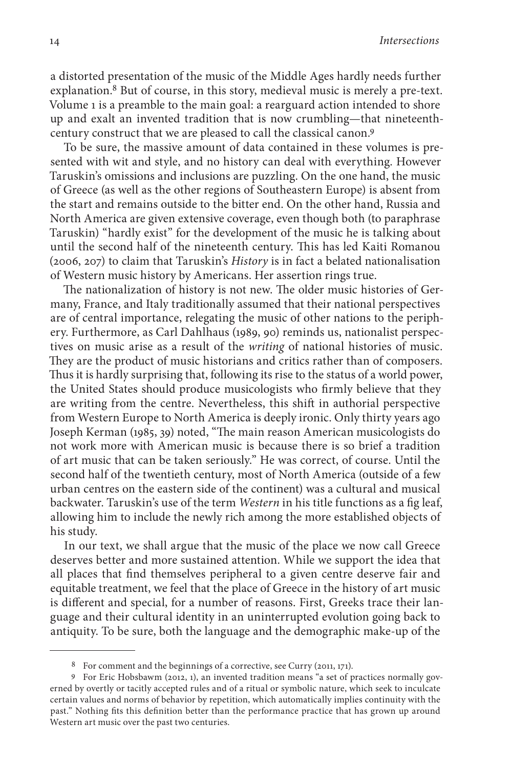a distorted presentation of the music of the Middle Ages hardly needs further explanation.[8] But of course, in this story, medieval music is merely a pre-text. Volume 1 is a preamble to the main goal: a rearguard action intended to shore up and exalt an invented tradition that is now crumbling—that nineteenth-century construct that we are pleased to call the classical canon.[9]

To be sure, the massive amount of data contained in these volumes is presented with wit and style, and no history can deal with everything. However Taruskin's omissions and inclusions are puzzling. On the one hand, the music of Greece (as well as the other regions of Southeastern Europe) is absent from the start and remains outside to the bitter end. On the other hand, Russia and North America are given extensive coverage, even though both (to paraphrase Taruskin) "hardly exist" for the development of the music he is talking about until the second half of the nineteenth century. This has led Kaiti Romanou (2006, 207) to claim that Taruskin's *History* is in fact a belated nationalisation of Western music history by Americans. Her assertion rings true.

The nationalization of history is not new. The older music histories of Germany, France, and Italy traditionally assumed that their national perspectives are of central importance, relegating the music of other nations to the periphery. Furthermore, as Carl Dahlhaus (1989, 90) reminds us, nationalist perspectives on music arise as a result of the *writing* of national histories of music. They are the product of music historians and critics rather than of composers. Thus it is hardly surprising that, following its rise to the status of a world power, the United States should produce musicologists who firmly believe that they are writing from the centre. Nevertheless, this shift in authorial perspective from Western Europe to North America is deeply ironic. Only thirty years ago Joseph Kerman (1985, 39) noted, "The main reason American musicologists do not work more with American music is because there is so brief a tradition of art music that can be taken seriously." He was correct, of course. Until the second half of the twentieth century, most of North America (outside of a few urban centres on the eastern side of the continent) was a cultural and musical backwater. Taruskin's use of the term *Western* in his title functions as a fig leaf, allowing him to include the newly rich among the more established objects of his study.

In our text, we shall argue that the music of the place we now call Greece deserves better and more sustained attention. While we support the idea that all places that find themselves peripheral to a given centre deserve fair and equitable treatment, we feel that the place of Greece in the history of art music is different and special, for a number of reasons. First, Greeks trace their language and their cultural identity in an uninterrupted evolution going back to antiquity. To be sure, both the language and the demographic make-up of the

---

[8] For comment and the beginnings of a corrective, see Curry (2011, 171).

[9] For Eric Hobsbawm (2012, 1), an invented tradition means "a set of practices normally governed by overtly or tacitly accepted rules and of a ritual or symbolic nature, which seek to inculcate certain values and norms of behavior by repetition, which automatically implies continuity with the past." Nothing fits this definition better than the performance practice that has grown up around Western art music over the past two centuries.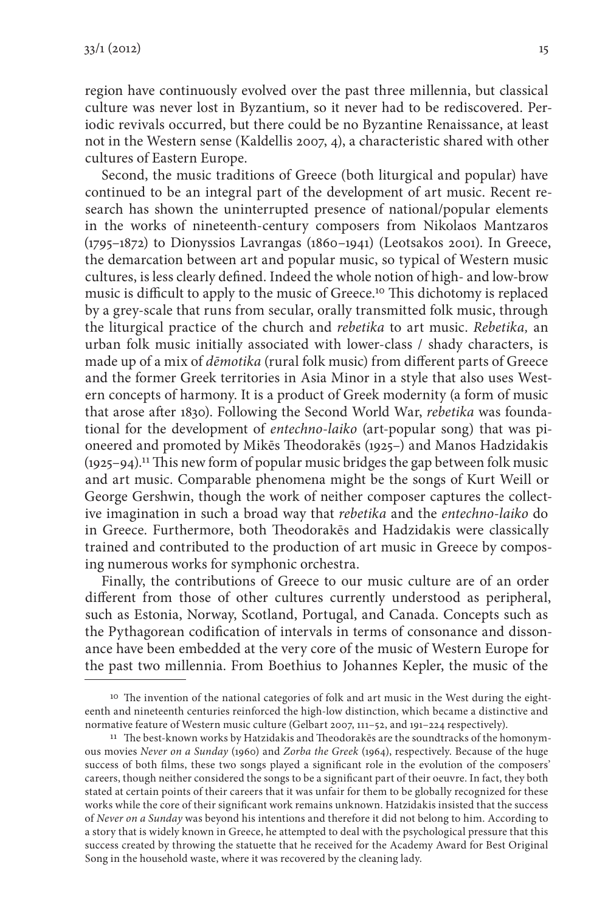region have continuously evolved over the past three millennia, but classical culture was never lost in Byzantium, so it never had to be rediscovered. Periodic revivals occurred, but there could be no Byzantine Renaissance, at least not in the Western sense (Kaldellis 2007, 4), a characteristic shared with other cultures of Eastern Europe.

Second, the music traditions of Greece (both liturgical and popular) have continued to be an integral part of the development of art music. Recent research has shown the uninterrupted presence of national/popular elements in the works of nineteenth-century composers from Nikolaos Mantzaros (1795–1872) to Dionyssios Lavrangas (1860–1941) (Leotsakos 2001). In Greece, the demarcation between art and popular music, so typical of Western music cultures, is less clearly defined. Indeed the whole notion of high- and low-brow music is difficult to apply to the music of Greece.[10] This dichotomy is replaced by a grey-scale that runs from secular, orally transmitted folk music, through the liturgical practice of the church and *rebetika* to art music. *Rebetika,* an urban folk music initially associated with lower-class / shady characters, is made up of a mix of *dēmotika* (rural folk music) from different parts of Greece and the former Greek territories in Asia Minor in a style that also uses Western concepts of harmony. It is a product of Greek modernity (a form of music that arose after 1830). Following the Second World War, *rebetika* was foundational for the development of *entechno-laiko* (art-popular song) that was pioneered and promoted by Mikēs Theodorakēs (1925–) and Manos Hadzidakis (1925–94).[11] This new form of popular music bridges the gap between folk music and art music. Comparable phenomena might be the songs of Kurt Weill or George Gershwin, though the work of neither composer captures the collective imagination in such a broad way that *rebetika* and the *entechno-laiko* do in Greece. Furthermore, both Theodorakēs and Hadzidakis were classically trained and contributed to the production of art music in Greece by composing numerous works for symphonic orchestra.

Finally, the contributions of Greece to our music culture are of an order different from those of other cultures currently understood as peripheral, such as Estonia, Norway, Scotland, Portugal, and Canada. Concepts such as the Pythagorean codification of intervals in terms of consonance and dissonance have been embedded at the very core of the music of Western Europe for the past two millennia. From Boethius to Johannes Kepler, the music of the

---

[10] The invention of the national categories of folk and art music in the West during the eighteenth and nineteenth centuries reinforced the high-low distinction, which became a distinctive and normative feature of Western music culture (Gelbart 2007, 111–52, and 191–224 respectively).

[11] The best-known works by Hatzidakis and Theodorakēs are the soundtracks of the homonymous movies *Never on a Sunday* (1960) and *Zorba the Greek* (1964), respectively. Because of the huge success of both films, these two songs played a significant role in the evolution of the composers' careers, though neither considered the songs to be a significant part of their oeuvre. In fact, they both stated at certain points of their careers that it was unfair for them to be globally recognized for these works while the core of their significant work remains unknown. Hatzidakis insisted that the success of *Never on a Sunday* was beyond his intentions and therefore it did not belong to him. According to a story that is widely known in Greece, he attempted to deal with the psychological pressure that this success created by throwing the statuette that he received for the Academy Award for Best Original Song in the household waste, where it was recovered by the cleaning lady.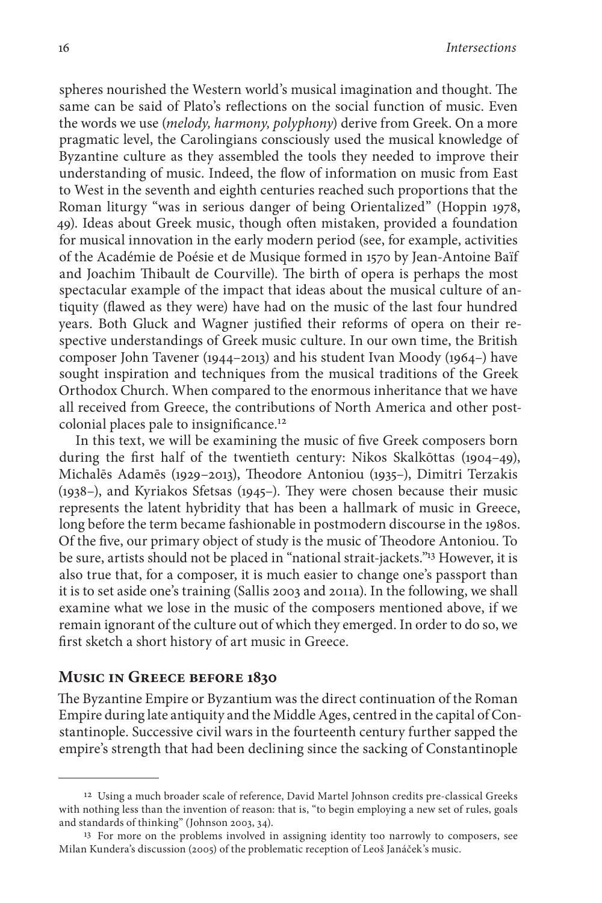spheres nourished the Western world's musical imagination and thought. The same can be said of Plato's reflections on the social function of music. Even the words we use (*melody, harmony, polyphony*) derive from Greek. On a more pragmatic level, the Carolingians consciously used the musical knowledge of Byzantine culture as they assembled the tools they needed to improve their understanding of music. Indeed, the flow of information on music from East to West in the seventh and eighth centuries reached such proportions that the Roman liturgy "was in serious danger of being Orientalized" (Hoppin 1978, 49). Ideas about Greek music, though often mistaken, provided a foundation for musical innovation in the early modern period (see, for example, activities of the Académie de Poésie et de Musique formed in 1570 by Jean-Antoine Baïf and Joachim Thibault de Courville). The birth of opera is perhaps the most spectacular example of the impact that ideas about the musical culture of antiquity (flawed as they were) have had on the music of the last four hundred years. Both Gluck and Wagner justified their reforms of opera on their respective understandings of Greek music culture. In our own time, the British composer John Tavener (1944–2013) and his student Ivan Moody (1964–) have sought inspiration and techniques from the musical traditions of the Greek Orthodox Church. When compared to the enormous inheritance that we have all received from Greece, the contributions of North America and other post-colonial places pale to insignificance.[12]

In this text, we will be examining the music of five Greek composers born during the first half of the twentieth century: Nikos Skalkōttas (1904–49), Michalēs Adamēs (1929–2013), Theodore Antoniou (1935–), Dimitri Terzakis (1938–), and Kyriakos Sfetsas (1945–). They were chosen because their music represents the latent hybridity that has been a hallmark of music in Greece, long before the term became fashionable in postmodern discourse in the 1980s. Of the five, our primary object of study is the music of Theodore Antoniou. To be sure, artists should not be placed in "national strait-jackets."[13] However, it is also true that, for a composer, it is much easier to change one's passport than it is to set aside one's training (Sallis 2003 and 2011a). In the following, we shall examine what we lose in the music of the composers mentioned above, if we remain ignorant of the culture out of which they emerged. In order to do so, we first sketch a short history of art music in Greece.

## Music in Greece before 1830

The Byzantine Empire or Byzantium was the direct continuation of the Roman Empire during late antiquity and the Middle Ages, centred in the capital of Constantinople. Successive civil wars in the fourteenth century further sapped the empire's strength that had been declining since the sacking of Constantinople

---

[12] Using a much broader scale of reference, David Martel Johnson credits pre-classical Greeks with nothing less than the invention of reason: that is, "to begin employing a new set of rules, goals and standards of thinking" (Johnson 2003, 34).

[13] For more on the problems involved in assigning identity too narrowly to composers, see Milan Kundera's discussion (2005) of the problematic reception of Leoš Janáček's music.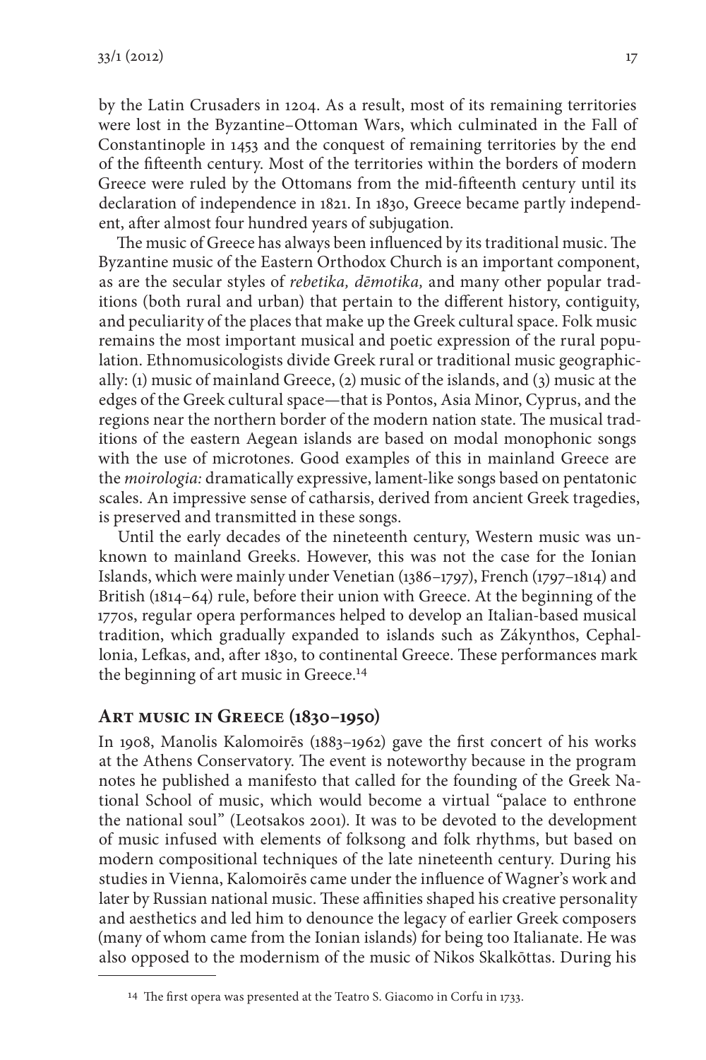by the Latin Crusaders in 1204. As a result, most of its remaining territories were lost in the Byzantine–Ottoman Wars, which culminated in the Fall of Constantinople in 1453 and the conquest of remaining territories by the end of the fifteenth century. Most of the territories within the borders of modern Greece were ruled by the Ottomans from the mid-fifteenth century until its declaration of independence in 1821. In 1830, Greece became partly independent, after almost four hundred years of subjugation.

The music of Greece has always been influenced by its traditional music. The Byzantine music of the Eastern Orthodox Church is an important component, as are the secular styles of *rebetika, dēmotika,* and many other popular traditions (both rural and urban) that pertain to the different history, contiguity, and peculiarity of the places that make up the Greek cultural space. Folk music remains the most important musical and poetic expression of the rural population. Ethnomusicologists divide Greek rural or traditional music geographically: (1) music of mainland Greece, (2) music of the islands, and (3) music at the edges of the Greek cultural space—that is Pontos, Asia Minor, Cyprus, and the regions near the northern border of the modern nation state. The musical traditions of the eastern Aegean islands are based on modal monophonic songs with the use of microtones. Good examples of this in mainland Greece are the *moirologia:* dramatically expressive, lament-like songs based on pentatonic scales. An impressive sense of catharsis, derived from ancient Greek tragedies, is preserved and transmitted in these songs.

Until the early decades of the nineteenth century, Western music was unknown to mainland Greeks. However, this was not the case for the Ionian Islands, which were mainly under Venetian (1386–1797), French (1797–1814) and British (1814–64) rule, before their union with Greece. At the beginning of the 1770s, regular opera performances helped to develop an Italian-based musical tradition, which gradually expanded to islands such as Zákynthos, Cephallonia, Lefkas, and, after 1830, to continental Greece. These performances mark the beginning of art music in Greece.[14]

## Art music in Greece (1830–1950)

In 1908, Manolis Kalomoirēs (1883–1962) gave the first concert of his works at the Athens Conservatory. The event is noteworthy because in the program notes he published a manifesto that called for the founding of the Greek National School of music, which would become a virtual "palace to enthrone the national soul" (Leotsakos 2001). It was to be devoted to the development of music infused with elements of folksong and folk rhythms, but based on modern compositional techniques of the late nineteenth century. During his studies in Vienna, Kalomoirēs came under the influence of Wagner's work and later by Russian national music. These affinities shaped his creative personality and aesthetics and led him to denounce the legacy of earlier Greek composers (many of whom came from the Ionian islands) for being too Italianate. He was also opposed to the modernism of the music of Nikos Skalkōttas. During his

[14] The first opera was presented at the Teatro S. Giacomo in Corfu in 1733.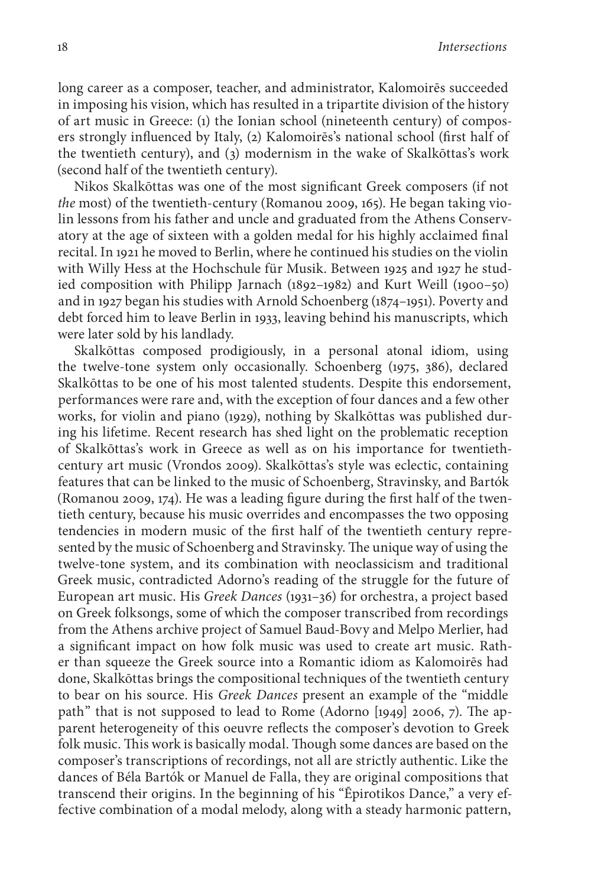long career as a composer, teacher, and administrator, Kalomoirēs succeeded in imposing his vision, which has resulted in a tripartite division of the history of art music in Greece: (1) the Ionian school (nineteenth century) of composers strongly influenced by Italy, (2) Kalomoirēs's national school (first half of the twentieth century), and (3) modernism in the wake of Skalkōttas's work (second half of the twentieth century).

Nikos Skalkōttas was one of the most significant Greek composers (if not *the* most) of the twentieth-century (Romanou 2009, 165). He began taking violin lessons from his father and uncle and graduated from the Athens Conservatory at the age of sixteen with a golden medal for his highly acclaimed final recital. In 1921 he moved to Berlin, where he continued his studies on the violin with Willy Hess at the Hochschule für Musik. Between 1925 and 1927 he studied composition with Philipp Jarnach (1892–1982) and Kurt Weill (1900–50) and in 1927 began his studies with Arnold Schoenberg (1874–1951). Poverty and debt forced him to leave Berlin in 1933, leaving behind his manuscripts, which were later sold by his landlady.

Skalkōttas composed prodigiously, in a personal atonal idiom, using the twelve-tone system only occasionally. Schoenberg (1975, 386), declared Skalkōttas to be one of his most talented students. Despite this endorsement, performances were rare and, with the exception of four dances and a few other works, for violin and piano (1929), nothing by Skalkōttas was published during his lifetime. Recent research has shed light on the problematic reception of Skalkōttas's work in Greece as well as on his importance for twentieth-century art music (Vrondos 2009). Skalkōttas's style was eclectic, containing features that can be linked to the music of Schoenberg, Stravinsky, and Bartók (Romanou 2009, 174). He was a leading figure during the first half of the twentieth century, because his music overrides and encompasses the two opposing tendencies in modern music of the first half of the twentieth century represented by the music of Schoenberg and Stravinsky. The unique way of using the twelve-tone system, and its combination with neoclassicism and traditional Greek music, contradicted Adorno's reading of the struggle for the future of European art music. His *Greek Dances* (1931–36) for orchestra, a project based on Greek folksongs, some of which the composer transcribed from recordings from the Athens archive project of Samuel Baud-Bovy and Melpo Merlier, had a significant impact on how folk music was used to create art music. Rather than squeeze the Greek source into a Romantic idiom as Kalomoirēs had done, Skalkōttas brings the compositional techniques of the twentieth century to bear on his source. His *Greek Dances* present an example of the "middle path" that is not supposed to lead to Rome (Adorno [1949] 2006, 7). The apparent heterogeneity of this oeuvre reflects the composer's devotion to Greek folk music. This work is basically modal. Though some dances are based on the composer's transcriptions of recordings, not all are strictly authentic. Like the dances of Béla Bartók or Manuel de Falla, they are original compositions that transcend their origins. In the beginning of his "Ēpirotikos Dance," a very effective combination of a modal melody, along with a steady harmonic pattern,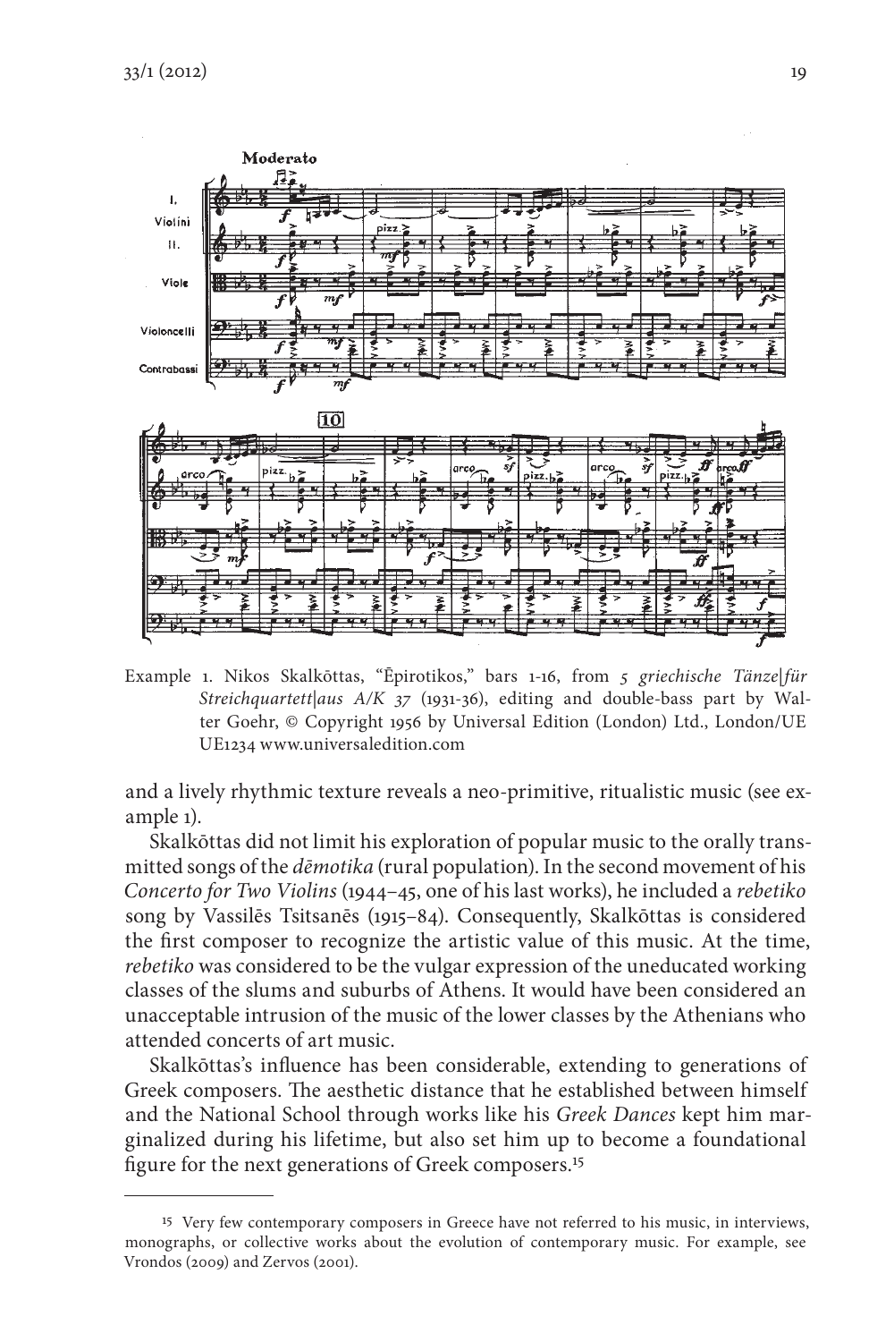Example 1. Nikos Skalkōttas, "Ēpirotikos," bars 1-16, from *5 griechische Tänze|für Streichquartett|aus A/K 37* (1931-36), editing and double-bass part by Walter Goehr, © Copyright 1956 by Universal Edition (London) Ltd., London/UE UE1234 www.universaledition.com

and a lively rhythmic texture reveals a neo-primitive, ritualistic music (see example 1).

Skalkōttas did not limit his exploration of popular music to the orally transmitted songs of the *dēmotika* (rural population). In the second movement of his *Concerto for Two Violins* (1944–45, one of his last works), he included a *rebetiko* song by Vassilēs Tsitsanēs (1915–84). Consequently, Skalkōttas is considered the first composer to recognize the artistic value of this music. At the time, *rebetiko* was considered to be the vulgar expression of the uneducated working classes of the slums and suburbs of Athens. It would have been considered an unacceptable intrusion of the music of the lower classes by the Athenians who attended concerts of art music.

Skalkōttas's influence has been considerable, extending to generations of Greek composers. The aesthetic distance that he established between himself and the National School through works like his *Greek Dances* kept him marginalized during his lifetime, but also set him up to become a foundational figure for the next generations of Greek composers.[15]

[15] Very few contemporary composers in Greece have not referred to his music, in interviews, monographs, or collective works about the evolution of contemporary music. For example, see Vrondos (2009) and Zervos (2001).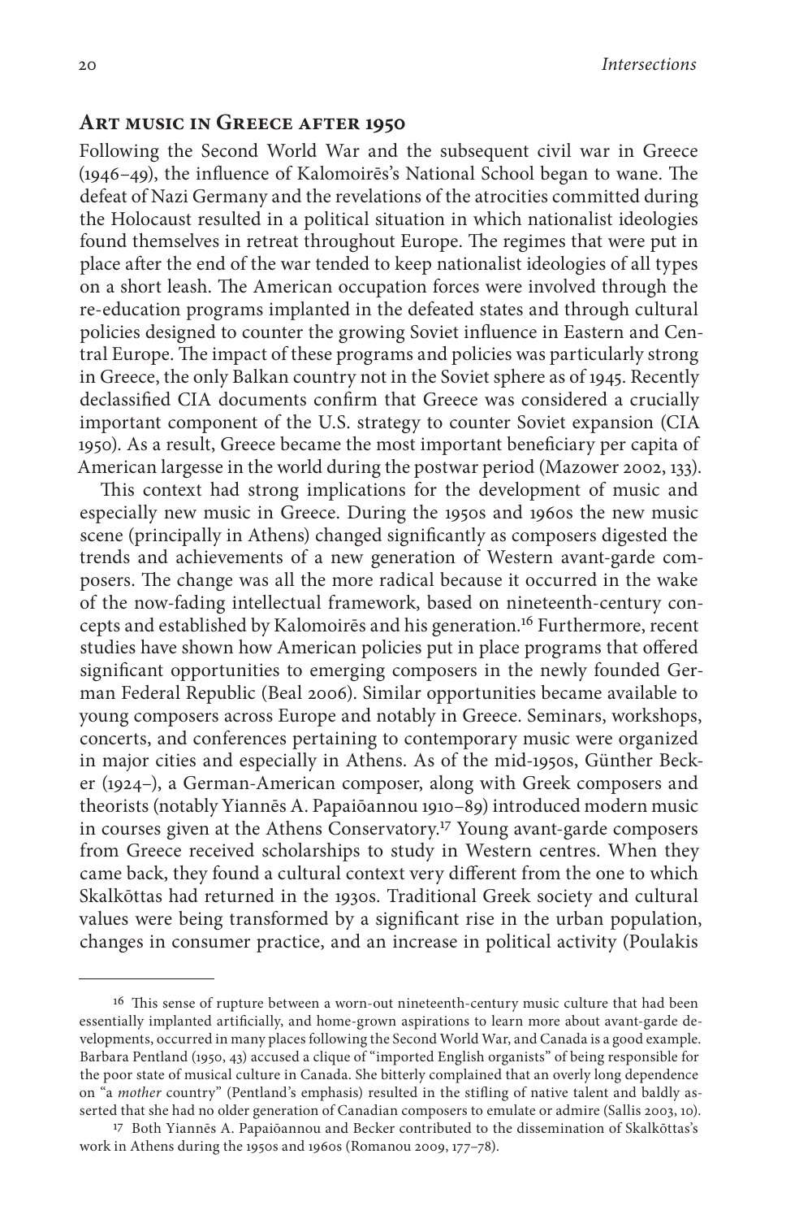## Art music in Greece after 1950

Following the Second World War and the subsequent civil war in Greece (1946–49), the influence of Kalomoirēs's National School began to wane. The defeat of Nazi Germany and the revelations of the atrocities committed during the Holocaust resulted in a political situation in which nationalist ideologies found themselves in retreat throughout Europe. The regimes that were put in place after the end of the war tended to keep nationalist ideologies of all types on a short leash. The American occupation forces were involved through the re-education programs implanted in the defeated states and through cultural policies designed to counter the growing Soviet influence in Eastern and Central Europe. The impact of these programs and policies was particularly strong in Greece, the only Balkan country not in the Soviet sphere as of 1945. Recently declassified CIA documents confirm that Greece was considered a crucially important component of the U.S. strategy to counter Soviet expansion (CIA 1950). As a result, Greece became the most important beneficiary per capita of American largesse in the world during the postwar period (Mazower 2002, 133).

This context had strong implications for the development of music and especially new music in Greece. During the 1950s and 1960s the new music scene (principally in Athens) changed significantly as composers digested the trends and achievements of a new generation of Western avant-garde composers. The change was all the more radical because it occurred in the wake of the now-fading intellectual framework, based on nineteenth-century concepts and established by Kalomoirēs and his generation.[16] Furthermore, recent studies have shown how American policies put in place programs that offered significant opportunities to emerging composers in the newly founded German Federal Republic (Beal 2006). Similar opportunities became available to young composers across Europe and notably in Greece. Seminars, workshops, concerts, and conferences pertaining to contemporary music were organized in major cities and especially in Athens. As of the mid-1950s, Günther Becker (1924–), a German-American composer, along with Greek composers and theorists (notably Yiannēs A. Papaiōannou 1910–89) introduced modern music in courses given at the Athens Conservatory.[17] Young avant-garde composers from Greece received scholarships to study in Western centres. When they came back, they found a cultural context very different from the one to which Skalkōttas had returned in the 1930s. Traditional Greek society and cultural values were being transformed by a significant rise in the urban population, changes in consumer practice, and an increase in political activity (Poulakis

[16] This sense of rupture between a worn-out nineteenth-century music culture that had been essentially implanted artificially, and home-grown aspirations to learn more about avant-garde developments, occurred in many places following the Second World War, and Canada is a good example. Barbara Pentland (1950, 43) accused a clique of "imported English organists" of being responsible for the poor state of musical culture in Canada. She bitterly complained that an overly long dependence on "a *mother* country" (Pentland's emphasis) resulted in the stifling of native talent and baldly asserted that she had no older generation of Canadian composers to emulate or admire (Sallis 2003, 10).

[17] Both Yiannēs A. Papaiōannou and Becker contributed to the dissemination of Skalkōttas's work in Athens during the 1950s and 1960s (Romanou 2009, 177–78).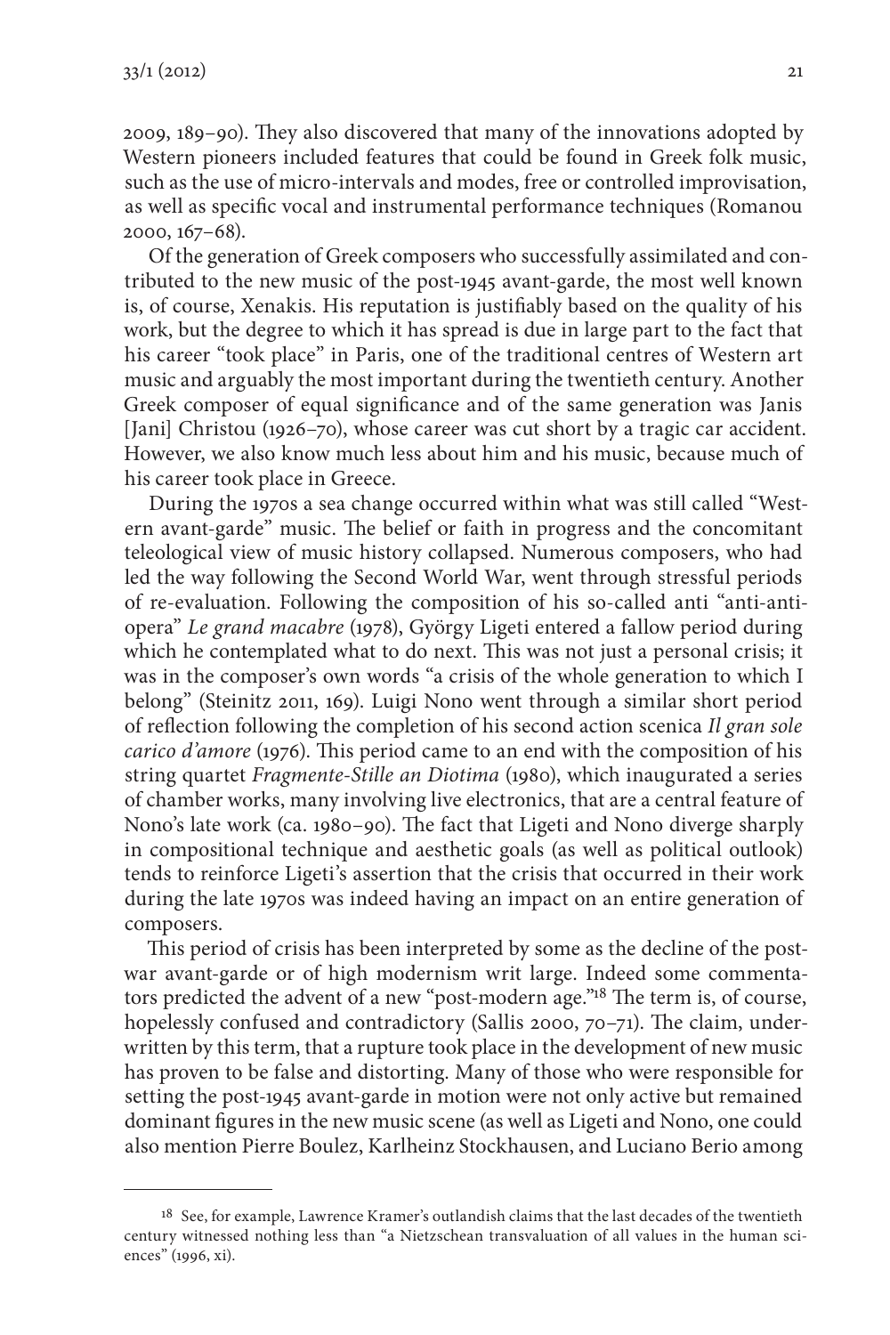2009, 189–90). They also discovered that many of the innovations adopted by Western pioneers included features that could be found in Greek folk music, such as the use of micro-intervals and modes, free or controlled improvisation, as well as specific vocal and instrumental performance techniques (Romanou 2000, 167–68).

Of the generation of Greek composers who successfully assimilated and contributed to the new music of the post-1945 avant-garde, the most well known is, of course, Xenakis. His reputation is justifiably based on the quality of his work, but the degree to which it has spread is due in large part to the fact that his career "took place" in Paris, one of the traditional centres of Western art music and arguably the most important during the twentieth century. Another Greek composer of equal significance and of the same generation was Janis [Jani] Christou (1926–70), whose career was cut short by a tragic car accident. However, we also know much less about him and his music, because much of his career took place in Greece.

During the 1970s a sea change occurred within what was still called "Western avant-garde" music. The belief or faith in progress and the concomitant teleological view of music history collapsed. Numerous composers, who had led the way following the Second World War, went through stressful periods of re-evaluation. Following the composition of his so-called anti "anti-anti-opera" *Le grand macabre* (1978), György Ligeti entered a fallow period during which he contemplated what to do next. This was not just a personal crisis; it was in the composer's own words "a crisis of the whole generation to which I belong" (Steinitz 2011, 169). Luigi Nono went through a similar short period of reflection following the completion of his second action scenica *Il gran sole carico d'amore* (1976). This period came to an end with the composition of his string quartet *Fragmente-Stille an Diotima* (1980), which inaugurated a series of chamber works, many involving live electronics, that are a central feature of Nono's late work (ca. 1980–90). The fact that Ligeti and Nono diverge sharply in compositional technique and aesthetic goals (as well as political outlook) tends to reinforce Ligeti's assertion that the crisis that occurred in their work during the late 1970s was indeed having an impact on an entire generation of composers.

This period of crisis has been interpreted by some as the decline of the post-war avant-garde or of high modernism writ large. Indeed some commentators predicted the advent of a new "post-modern age."[18] The term is, of course, hopelessly confused and contradictory (Sallis 2000, 70–71). The claim, underwritten by this term, that a rupture took place in the development of new music has proven to be false and distorting. Many of those who were responsible for setting the post-1945 avant-garde in motion were not only active but remained dominant figures in the new music scene (as well as Ligeti and Nono, one could also mention Pierre Boulez, Karlheinz Stockhausen, and Luciano Berio among

---

[18] See, for example, Lawrence Kramer's outlandish claims that the last decades of the twentieth century witnessed nothing less than "a Nietzschean transvaluation of all values in the human sciences" (1996, xi).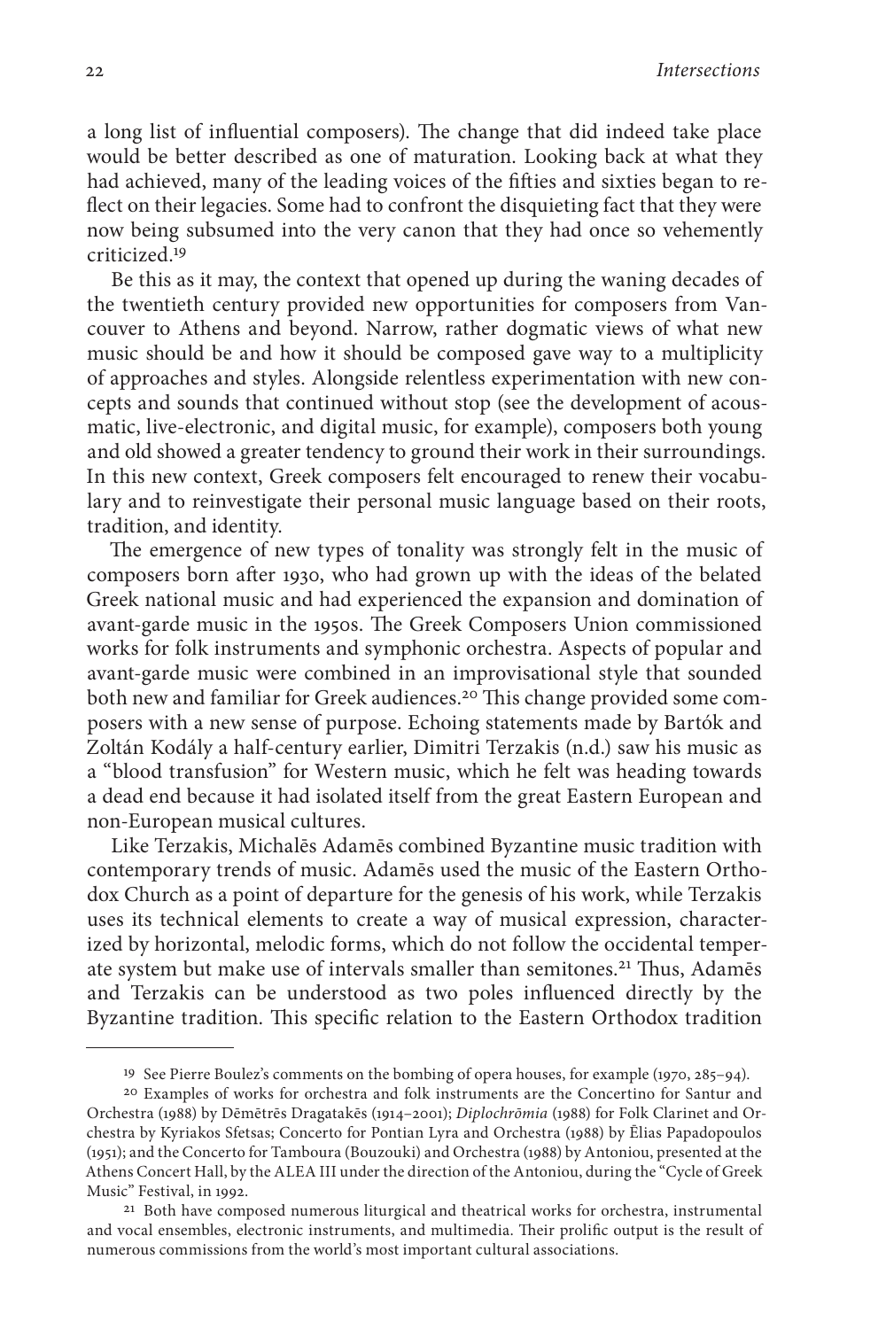a long list of influential composers). The change that did indeed take place would be better described as one of maturation. Looking back at what they had achieved, many of the leading voices of the fifties and sixties began to reflect on their legacies. Some had to confront the disquieting fact that they were now being subsumed into the very canon that they had once so vehemently criticized.[19]

Be this as it may, the context that opened up during the waning decades of the twentieth century provided new opportunities for composers from Vancouver to Athens and beyond. Narrow, rather dogmatic views of what new music should be and how it should be composed gave way to a multiplicity of approaches and styles. Alongside relentless experimentation with new concepts and sounds that continued without stop (see the development of acousmatic, live-electronic, and digital music, for example), composers both young and old showed a greater tendency to ground their work in their surroundings. In this new context, Greek composers felt encouraged to renew their vocabulary and to reinvestigate their personal music language based on their roots, tradition, and identity.

The emergence of new types of tonality was strongly felt in the music of composers born after 1930, who had grown up with the ideas of the belated Greek national music and had experienced the expansion and domination of avant-garde music in the 1950s. The Greek Composers Union commissioned works for folk instruments and symphonic orchestra. Aspects of popular and avant-garde music were combined in an improvisational style that sounded both new and familiar for Greek audiences.[20] This change provided some composers with a new sense of purpose. Echoing statements made by Bartók and Zoltán Kodály a half-century earlier, Dimitri Terzakis (n.d.) saw his music as a "blood transfusion" for Western music, which he felt was heading towards a dead end because it had isolated itself from the great Eastern European and non-European musical cultures.

Like Terzakis, Michalēs Adamēs combined Byzantine music tradition with contemporary trends of music. Adamēs used the music of the Eastern Orthodox Church as a point of departure for the genesis of his work, while Terzakis uses its technical elements to create a way of musical expression, characterized by horizontal, melodic forms, which do not follow the occidental temperate system but make use of intervals smaller than semitones.[21] Thus, Adamēs and Terzakis can be understood as two poles influenced directly by the Byzantine tradition. This specific relation to the Eastern Orthodox tradition

---

[19] See Pierre Boulez's comments on the bombing of opera houses, for example (1970, 285–94).

[20] Examples of works for orchestra and folk instruments are the Concertino for Santur and Orchestra (1988) by Dēmētrēs Dragatakēs (1914–2001); *Diplochrōmia* (1988) for Folk Clarinet and Orchestra by Kyriakos Sfetsas; Concerto for Pontian Lyra and Orchestra (1988) by Ēlias Papadopoulos (1951); and the Concerto for Tamboura (Bouzouki) and Orchestra (1988) by Antoniou, presented at the Athens Concert Hall, by the ALEA III under the direction of the Antoniou, during the "Cycle of Greek Music" Festival, in 1992.

[21] Both have composed numerous liturgical and theatrical works for orchestra, instrumental and vocal ensembles, electronic instruments, and multimedia. Their prolific output is the result of numerous commissions from the world's most important cultural associations.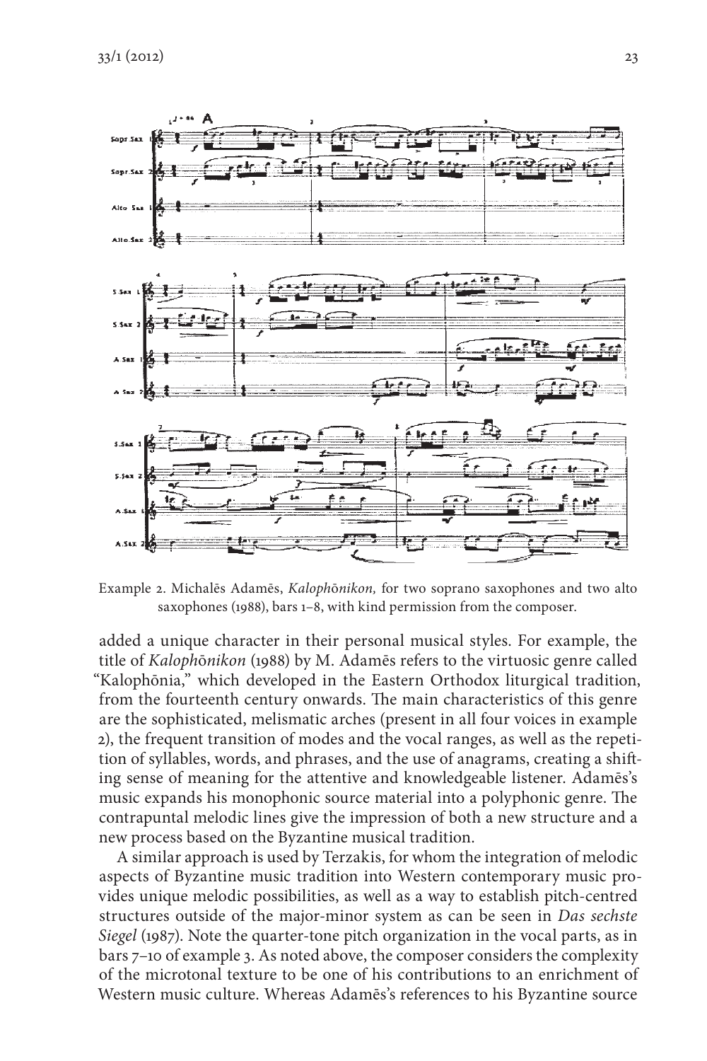Example 2. Michalēs Adamēs, *Kalophōnikon,* for two soprano saxophones and two alto saxophones (1988), bars 1–8, with kind permission from the composer.

added a unique character in their personal musical styles. For example, the title of *Kalophōnikon* (1988) by M. Adamēs refers to the virtuosic genre called "Kalophōnia," which developed in the Eastern Orthodox liturgical tradition, from the fourteenth century onwards. The main characteristics of this genre are the sophisticated, melismatic arches (present in all four voices in example 2), the frequent transition of modes and the vocal ranges, as well as the repetition of syllables, words, and phrases, and the use of anagrams, creating a shifting sense of meaning for the attentive and knowledgeable listener. Adamēs's music expands his monophonic source material into a polyphonic genre. The contrapuntal melodic lines give the impression of both a new structure and a new process based on the Byzantine musical tradition.

A similar approach is used by Terzakis, for whom the integration of melodic aspects of Byzantine music tradition into Western contemporary music provides unique melodic possibilities, as well as a way to establish pitch-centred structures outside of the major-minor system as can be seen in *Das sechste Siegel* (1987). Note the quarter-tone pitch organization in the vocal parts, as in bars 7–10 of example 3. As noted above, the composer considers the complexity of the microtonal texture to be one of his contributions to an enrichment of Western music culture. Whereas Adamēs's references to his Byzantine source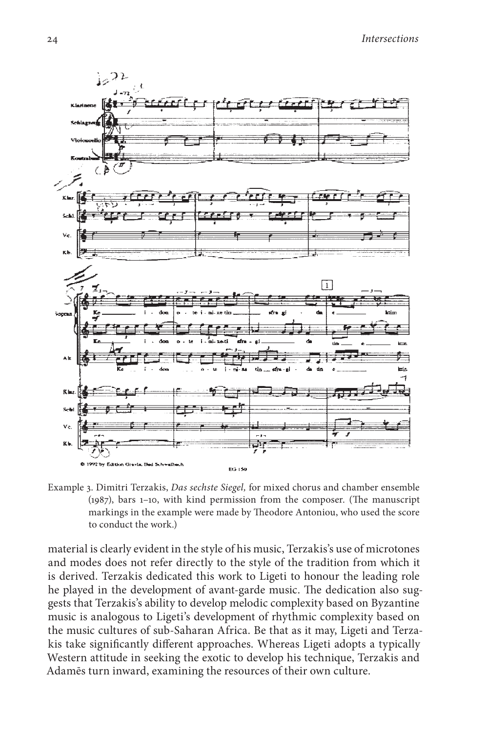Example 3. Dimitri Terzakis, *Das sechste Siegel,* for mixed chorus and chamber ensemble (1987), bars 1–10, with kind permission from the composer. (The manuscript markings in the example were made by Theodore Antoniou, who used the score to conduct the work.)

material is clearly evident in the style of his music, Terzakis's use of microtones and modes does not refer directly to the style of the tradition from which it is derived. Terzakis dedicated this work to Ligeti to honour the leading role he played in the development of avant-garde music. The dedication also suggests that Terzakis's ability to develop melodic complexity based on Byzantine music is analogous to Ligeti's development of rhythmic complexity based on the music cultures of sub-Saharan Africa. Be that as it may, Ligeti and Terzakis take significantly different approaches. Whereas Ligeti adopts a typically Western attitude in seeking the exotic to develop his technique, Terzakis and Adamēs turn inward, examining the resources of their own culture.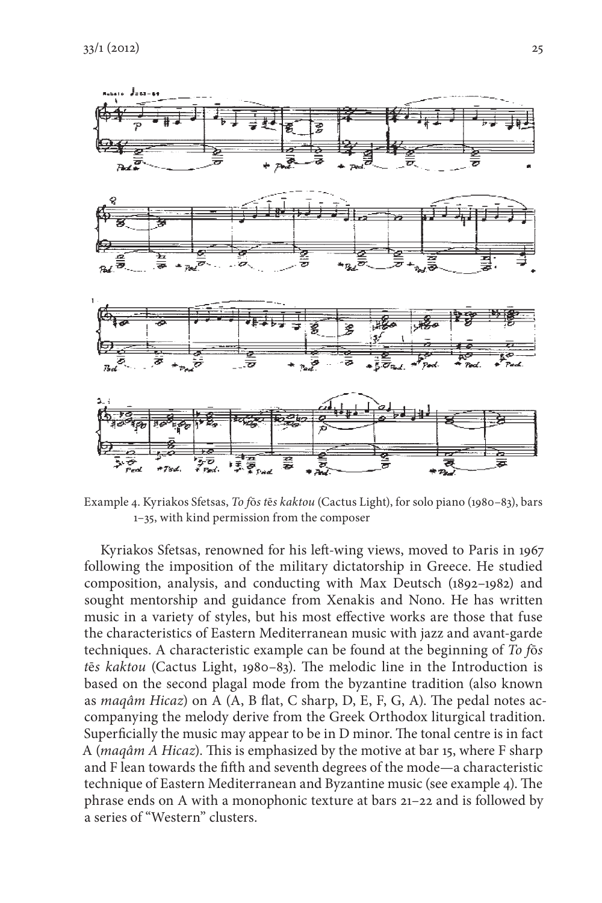Example 4. Kyriakos Sfetsas, *To fōs tēs kaktou* (Cactus Light), for solo piano (1980–83), bars 1–35, with kind permission from the composer

Kyriakos Sfetsas, renowned for his left-wing views, moved to Paris in 1967 following the imposition of the military dictatorship in Greece. He studied composition, analysis, and conducting with Max Deutsch (1892–1982) and sought mentorship and guidance from Xenakis and Nono. He has written music in a variety of styles, but his most effective works are those that fuse the characteristics of Eastern Mediterranean music with jazz and avant-garde techniques. A characteristic example can be found at the beginning of *To fōs tēs kaktou* (Cactus Light, 1980–83). The melodic line in the Introduction is based on the second plagal mode from the byzantine tradition (also known as *maqâm Hicaz*) on A (A, B flat, C sharp, D, E, F, G, A). The pedal notes accompanying the melody derive from the Greek Orthodox liturgical tradition. Superficially the music may appear to be in D minor. The tonal centre is in fact A (*maqâm A Hicaz*). This is emphasized by the motive at bar 15, where F sharp and F lean towards the fifth and seventh degrees of the mode—a characteristic technique of Eastern Mediterranean and Byzantine music (see example 4). The phrase ends on A with a monophonic texture at bars 21–22 and is followed by a series of "Western" clusters.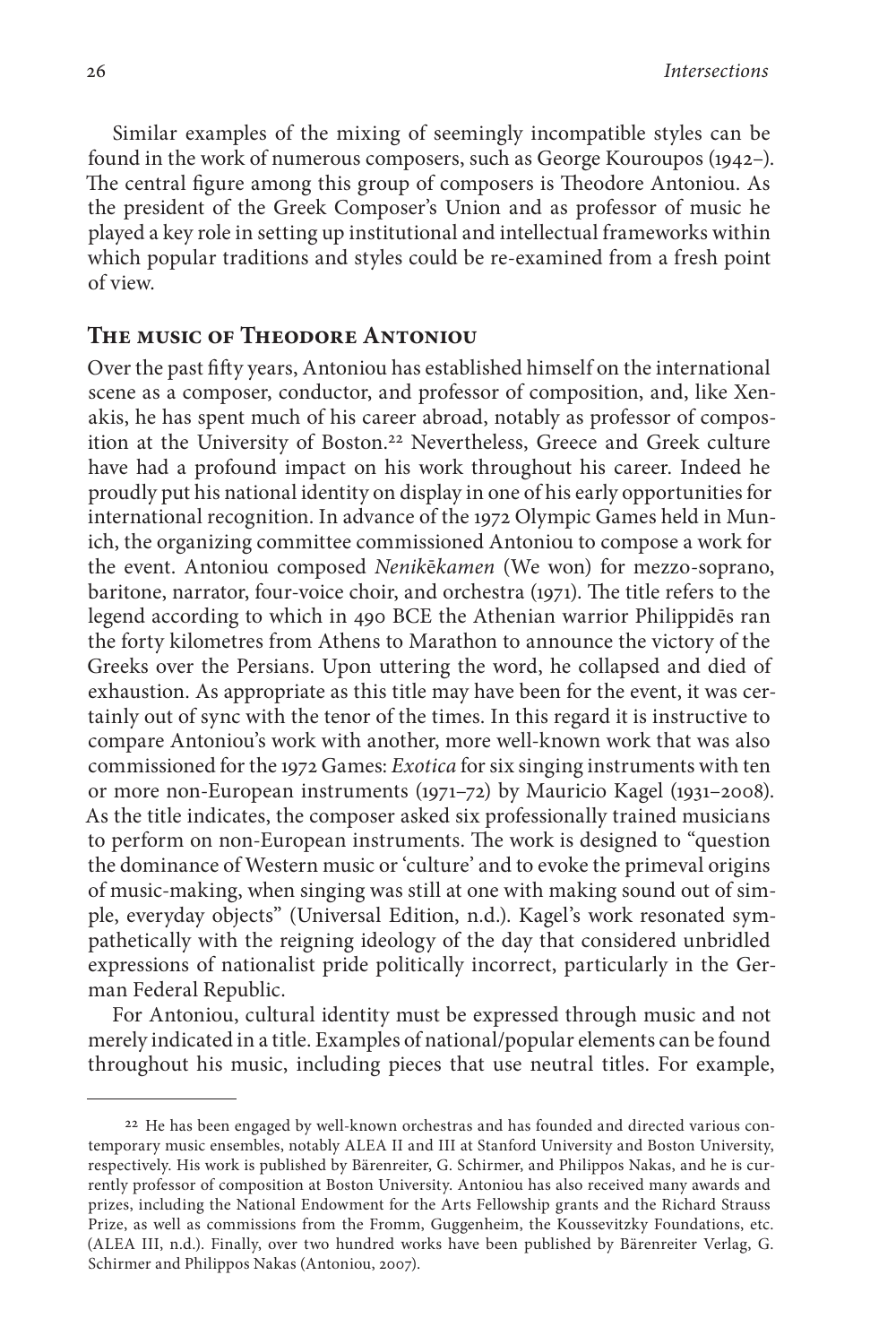Similar examples of the mixing of seemingly incompatible styles can be found in the work of numerous composers, such as George Kouroupos (1942–). The central figure among this group of composers is Theodore Antoniou. As the president of the Greek Composer's Union and as professor of music he played a key role in setting up institutional and intellectual frameworks within which popular traditions and styles could be re-examined from a fresh point of view.

## The music of Theodore Antoniou

Over the past fifty years, Antoniou has established himself on the international scene as a composer, conductor, and professor of composition, and, like Xenakis, he has spent much of his career abroad, notably as professor of composition at the University of Boston.[22] Nevertheless, Greece and Greek culture have had a profound impact on his work throughout his career. Indeed he proudly put his national identity on display in one of his early opportunities for international recognition. In advance of the 1972 Olympic Games held in Munich, the organizing committee commissioned Antoniou to compose a work for the event. Antoniou composed *Nenikēkamen* (We won) for mezzo-soprano, baritone, narrator, four-voice choir, and orchestra (1971). The title refers to the legend according to which in 490 BCE the Athenian warrior Philippidēs ran the forty kilometres from Athens to Marathon to announce the victory of the Greeks over the Persians. Upon uttering the word, he collapsed and died of exhaustion. As appropriate as this title may have been for the event, it was certainly out of sync with the tenor of the times. In this regard it is instructive to compare Antoniou's work with another, more well-known work that was also commissioned for the 1972 Games: *Exotica* for six singing instruments with ten or more non-European instruments (1971–72) by Mauricio Kagel (1931–2008). As the title indicates, the composer asked six professionally trained musicians to perform on non-European instruments. The work is designed to "question the dominance of Western music or 'culture' and to evoke the primeval origins of music-making, when singing was still at one with making sound out of simple, everyday objects" (Universal Edition, n.d.). Kagel's work resonated sympathetically with the reigning ideology of the day that considered unbridled expressions of nationalist pride politically incorrect, particularly in the German Federal Republic.

For Antoniou, cultural identity must be expressed through music and not merely indicated in a title. Examples of national/popular elements can be found throughout his music, including pieces that use neutral titles. For example,

---

[22] He has been engaged by well-known orchestras and has founded and directed various contemporary music ensembles, notably ALEA II and III at Stanford University and Boston University, respectively. His work is published by Bärenreiter, G. Schirmer, and Philippos Nakas, and he is currently professor of composition at Boston University. Antoniou has also received many awards and prizes, including the National Endowment for the Arts Fellowship grants and the Richard Strauss Prize, as well as commissions from the Fromm, Guggenheim, the Koussevitzky Foundations, etc. (ALEA III, n.d.). Finally, over two hundred works have been published by Bärenreiter Verlag, G. Schirmer and Philippos Nakas (Antoniou, 2007).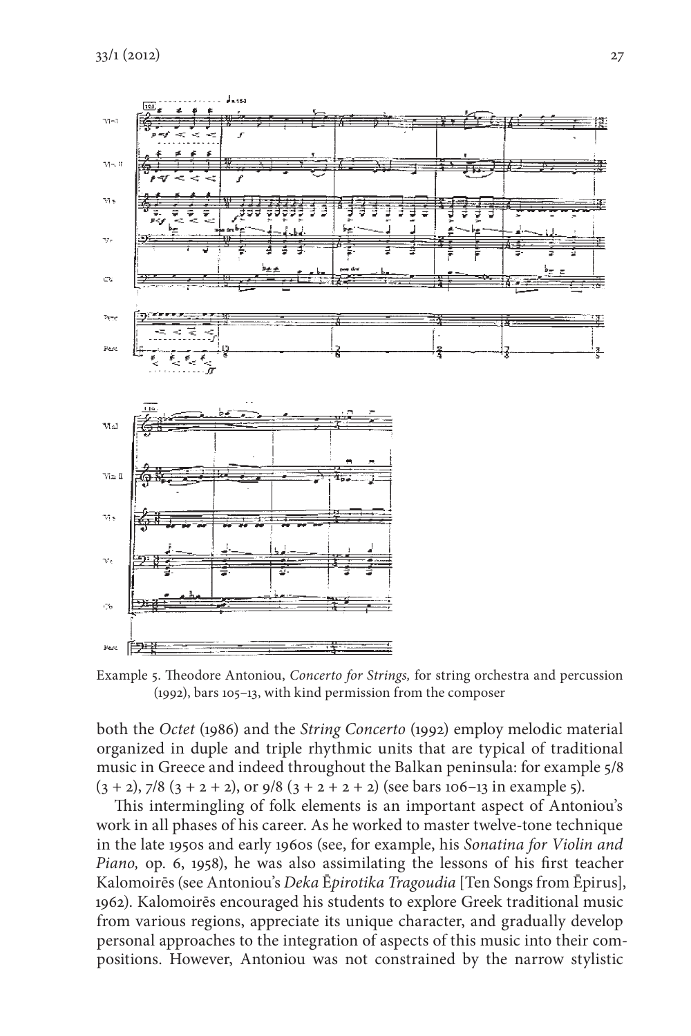Example 5. Theodore Antoniou, *Concerto for Strings,* for string orchestra and percussion (1992), bars 105–13, with kind permission from the composer

both the *Octet* (1986) and the *String Concerto* (1992) employ melodic material organized in duple and triple rhythmic units that are typical of traditional music in Greece and indeed throughout the Balkan peninsula: for example 5/8 (3 + 2), 7/8 (3 + 2 + 2), or 9/8 (3 + 2 + 2 + 2) (see bars 106–13 in example 5).

This intermingling of folk elements is an important aspect of Antoniou's work in all phases of his career. As he worked to master twelve-tone technique in the late 1950s and early 1960s (see, for example, his *Sonatina for Violin and Piano,* op. 6, 1958), he was also assimilating the lessons of his first teacher Kalomoirēs (see Antoniou's *Deka Ēpirotika Tragoudia* [Ten Songs from Ēpirus], 1962). Kalomoirēs encouraged his students to explore Greek traditional music from various regions, appreciate its unique character, and gradually develop personal approaches to the integration of aspects of this music into their compositions. However, Antoniou was not constrained by the narrow stylistic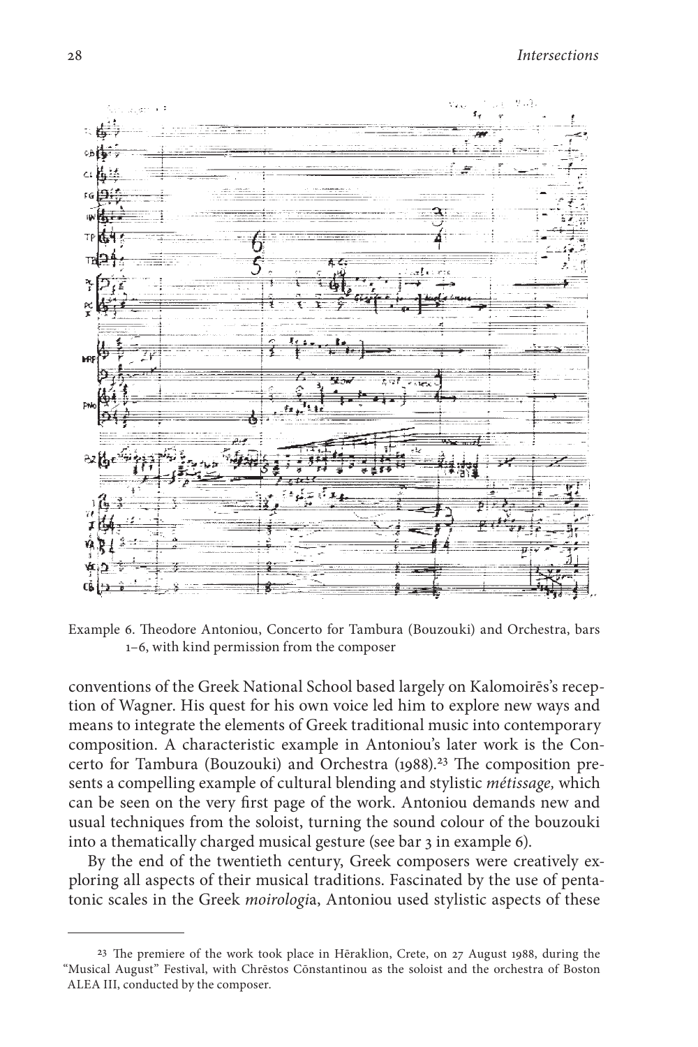Example 6. Theodore Antoniou, Concerto for Tambura (Bouzouki) and Orchestra, bars 1–6, with kind permission from the composer

conventions of the Greek National School based largely on Kalomoirēs's reception of Wagner. His quest for his own voice led him to explore new ways and means to integrate the elements of Greek traditional music into contemporary composition. A characteristic example in Antoniou's later work is the Concerto for Tambura (Bouzouki) and Orchestra (1988).[23] The composition presents a compelling example of cultural blending and stylistic *métissage,* which can be seen on the very first page of the work. Antoniou demands new and usual techniques from the soloist, turning the sound colour of the bouzouki into a thematically charged musical gesture (see bar 3 in example 6).

By the end of the twentieth century, Greek composers were creatively exploring all aspects of their musical traditions. Fascinated by the use of pentatonic scales in the Greek *moirologi*a, Antoniou used stylistic aspects of these

---

[23] The premiere of the work took place in Hēraklion, Crete, on 27 August 1988, during the "Musical August" Festival, with Chrēstos Cōnstantinou as the soloist and the orchestra of Boston ALEA III, conducted by the composer.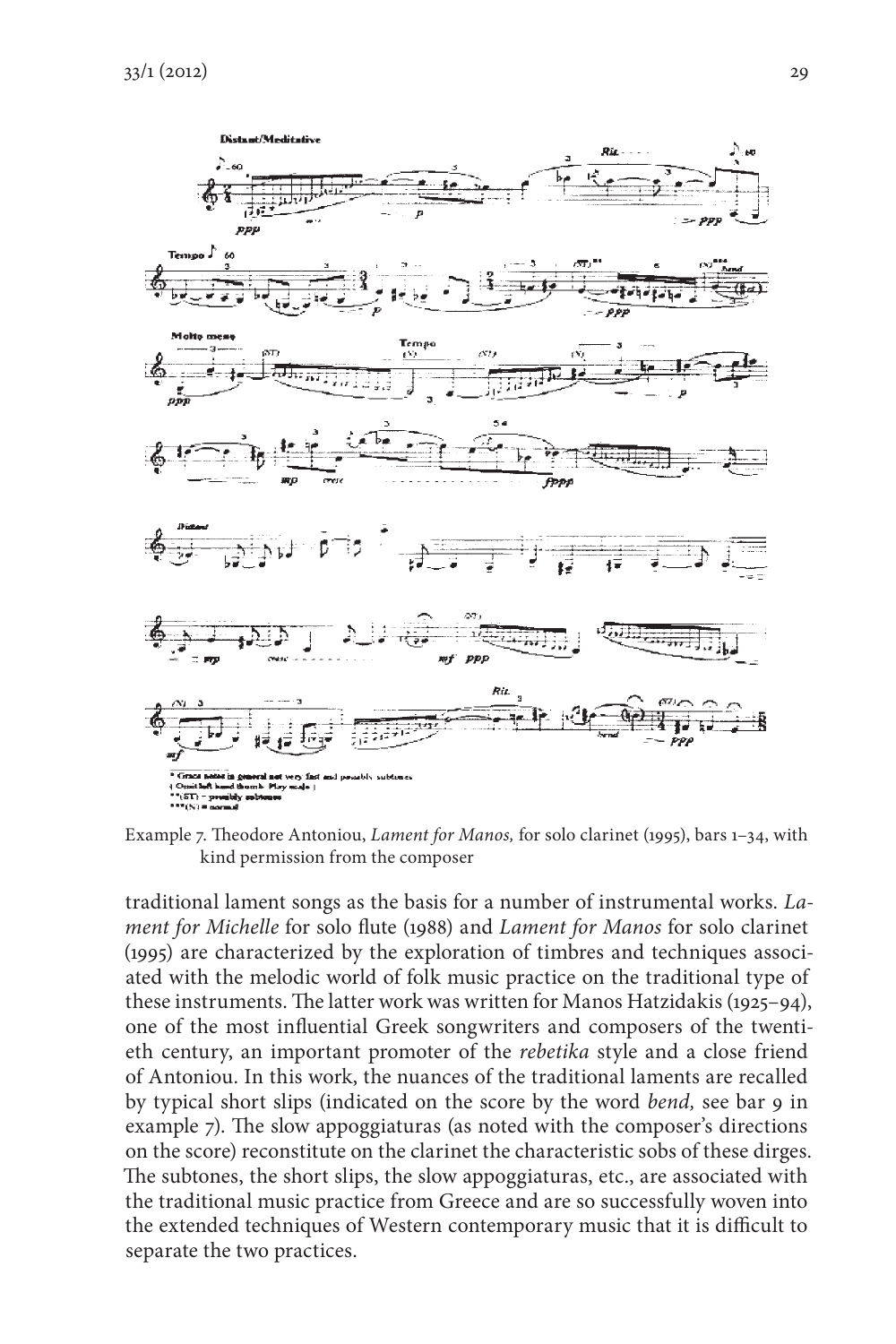Example 7. Theodore Antoniou, *Lament for Manos,* for solo clarinet (1995), bars 1–34, with kind permission from the composer

traditional lament songs as the basis for a number of instrumental works. *Lament for Michelle* for solo flute (1988) and *Lament for Manos* for solo clarinet (1995) are characterized by the exploration of timbres and techniques associated with the melodic world of folk music practice on the traditional type of these instruments. The latter work was written for Manos Hatzidakis (1925–94), one of the most influential Greek songwriters and composers of the twentieth century, an important promoter of the *rebetika* style and a close friend of Antoniou. In this work, the nuances of the traditional laments are recalled by typical short slips (indicated on the score by the word *bend,* see bar 9 in example 7). The slow appoggiaturas (as noted with the composer's directions on the score) reconstitute on the clarinet the characteristic sobs of these dirges. The subtones, the short slips, the slow appoggiaturas, etc., are associated with the traditional music practice from Greece and are so successfully woven into the extended techniques of Western contemporary music that it is difficult to separate the two practices.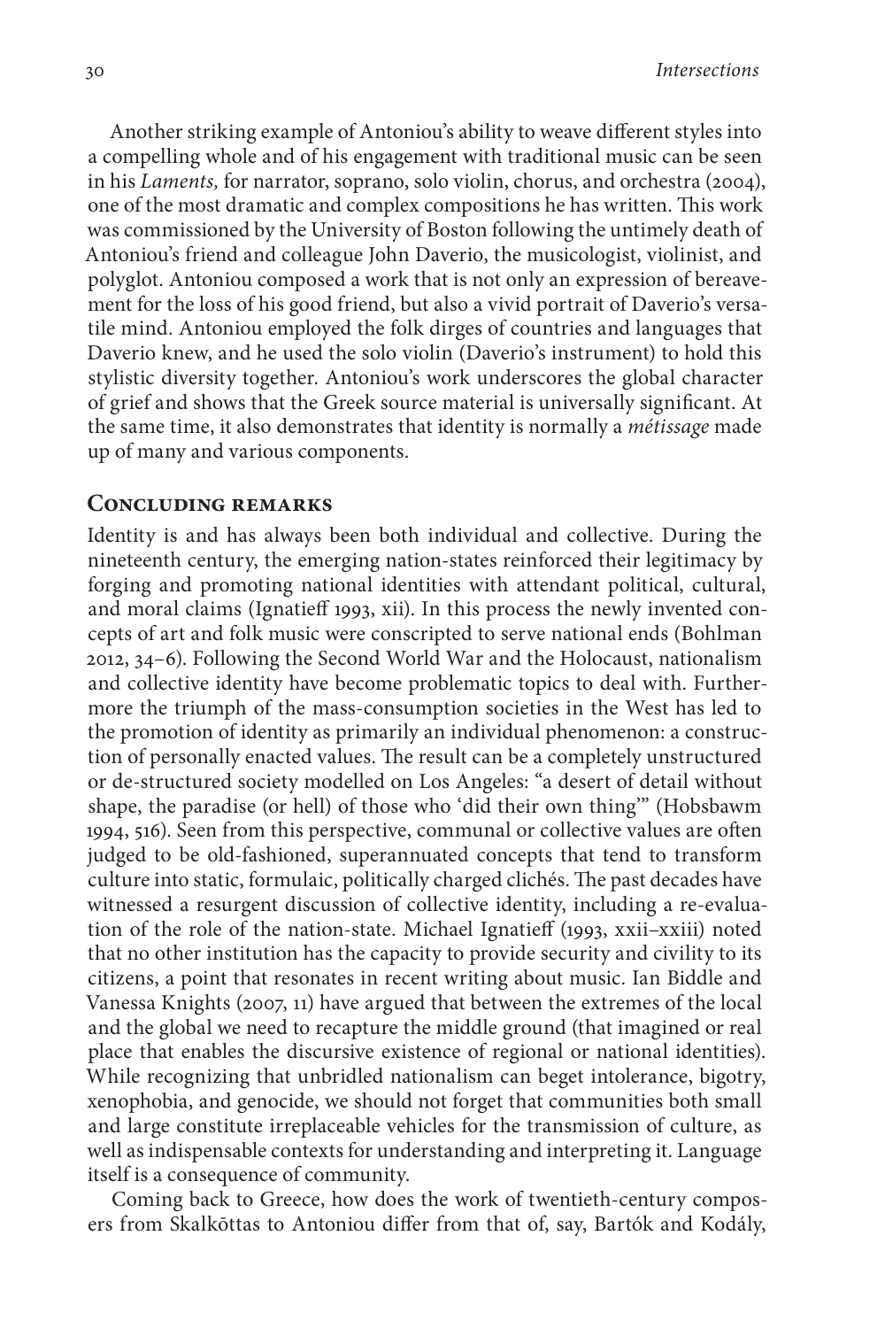Another striking example of Antoniou's ability to weave different styles into a compelling whole and of his engagement with traditional music can be seen in his *Laments,* for narrator, soprano, solo violin, chorus, and orchestra (2004), one of the most dramatic and complex compositions he has written. This work was commissioned by the University of Boston following the untimely death of Antoniou's friend and colleague John Daverio, the musicologist, violinist, and polyglot. Antoniou composed a work that is not only an expression of bereavement for the loss of his good friend, but also a vivid portrait of Daverio's versatile mind. Antoniou employed the folk dirges of countries and languages that Daverio knew, and he used the solo violin (Daverio's instrument) to hold this stylistic diversity together. Antoniou's work underscores the global character of grief and shows that the Greek source material is universally significant. At the same time, it also demonstrates that identity is normally a *métissage* made up of many and various components.

## Concluding remarks

Identity is and has always been both individual and collective. During the nineteenth century, the emerging nation-states reinforced their legitimacy by forging and promoting national identities with attendant political, cultural, and moral claims (Ignatieff 1993, xii). In this process the newly invented concepts of art and folk music were conscripted to serve national ends (Bohlman 2012, 34–6). Following the Second World War and the Holocaust, nationalism and collective identity have become problematic topics to deal with. Furthermore the triumph of the mass-consumption societies in the West has led to the promotion of identity as primarily an individual phenomenon: a construction of personally enacted values. The result can be a completely unstructured or de-structured society modelled on Los Angeles: "a desert of detail without shape, the paradise (or hell) of those who 'did their own thing'" (Hobsbawm 1994, 516). Seen from this perspective, communal or collective values are often judged to be old-fashioned, superannuated concepts that tend to transform culture into static, formulaic, politically charged clichés. The past decades have witnessed a resurgent discussion of collective identity, including a re-evaluation of the role of the nation-state. Michael Ignatieff (1993, xxii–xxiii) noted that no other institution has the capacity to provide security and civility to its citizens, a point that resonates in recent writing about music. Ian Biddle and Vanessa Knights (2007, 11) have argued that between the extremes of the local and the global we need to recapture the middle ground (that imagined or real place that enables the discursive existence of regional or national identities). While recognizing that unbridled nationalism can beget intolerance, bigotry, xenophobia, and genocide, we should not forget that communities both small and large constitute irreplaceable vehicles for the transmission of culture, as well as indispensable contexts for understanding and interpreting it. Language itself is a consequence of community.

Coming back to Greece, how does the work of twentieth-century composers from Skalkōttas to Antoniou differ from that of, say, Bartók and Kodály,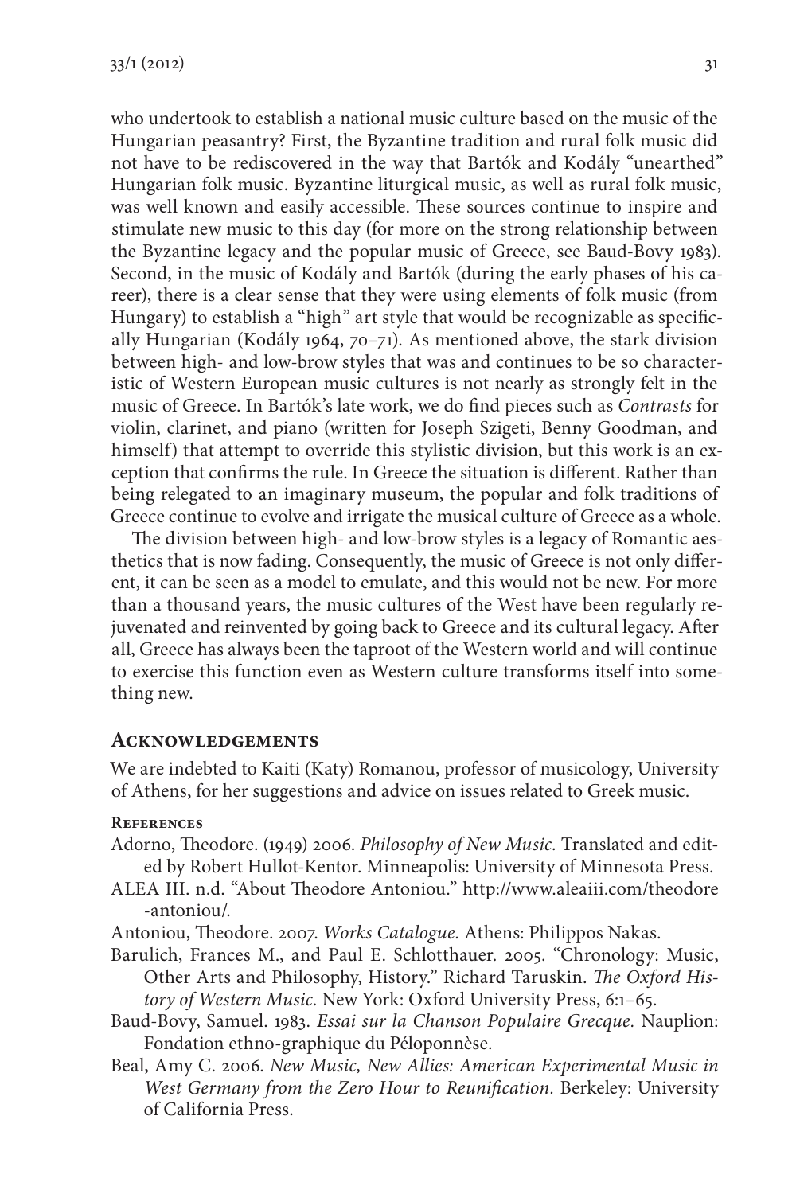who undertook to establish a national music culture based on the music of the Hungarian peasantry? First, the Byzantine tradition and rural folk music did not have to be rediscovered in the way that Bartók and Kodály "unearthed" Hungarian folk music. Byzantine liturgical music, as well as rural folk music, was well known and easily accessible. These sources continue to inspire and stimulate new music to this day (for more on the strong relationship between the Byzantine legacy and the popular music of Greece, see Baud-Bovy 1983). Second, in the music of Kodály and Bartók (during the early phases of his career), there is a clear sense that they were using elements of folk music (from Hungary) to establish a "high" art style that would be recognizable as specifically Hungarian (Kodály 1964, 70–71). As mentioned above, the stark division between high- and low-brow styles that was and continues to be so characteristic of Western European music cultures is not nearly as strongly felt in the music of Greece. In Bartók's late work, we do find pieces such as *Contrasts* for violin, clarinet, and piano (written for Joseph Szigeti, Benny Goodman, and himself) that attempt to override this stylistic division, but this work is an exception that confirms the rule. In Greece the situation is different. Rather than being relegated to an imaginary museum, the popular and folk traditions of Greece continue to evolve and irrigate the musical culture of Greece as a whole.

The division between high- and low-brow styles is a legacy of Romantic aesthetics that is now fading. Consequently, the music of Greece is not only different, it can be seen as a model to emulate, and this would not be new. For more than a thousand years, the music cultures of the West have been regularly rejuvenated and reinvented by going back to Greece and its cultural legacy. After all, Greece has always been the taproot of the Western world and will continue to exercise this function even as Western culture transforms itself into something new.

## Acknowledgements

We are indebted to Kaiti (Katy) Romanou, professor of musicology, University of Athens, for her suggestions and advice on issues related to Greek music.

### References

Adorno, Theodore. (1949) 2006. *Philosophy of New Music.* Translated and edited by Robert Hullot-Kentor. Minneapolis: University of Minnesota Press.

ALEA III. n.d. "About Theodore Antoniou." http://www.aleaiii.com/theodore-antoniou/.

Antoniou, Theodore. 2007. *Works Catalogue.* Athens: Philippos Nakas.

Barulich, Frances M., and Paul E. Schlotthauer. 2005. "Chronology: Music, Other Arts and Philosophy, History." Richard Taruskin. *The Oxford History of Western Music.* New York: Oxford University Press, 6:1–65.

Baud-Bovy, Samuel. 1983. *Essai sur la Chanson Populaire Grecque.* Nauplion: Fondation ethno-graphique du Péloponnèse.

Beal, Amy C. 2006. *New Music, New Allies: American Experimental Music in West Germany from the Zero Hour to Reunification.* Berkeley: University of California Press.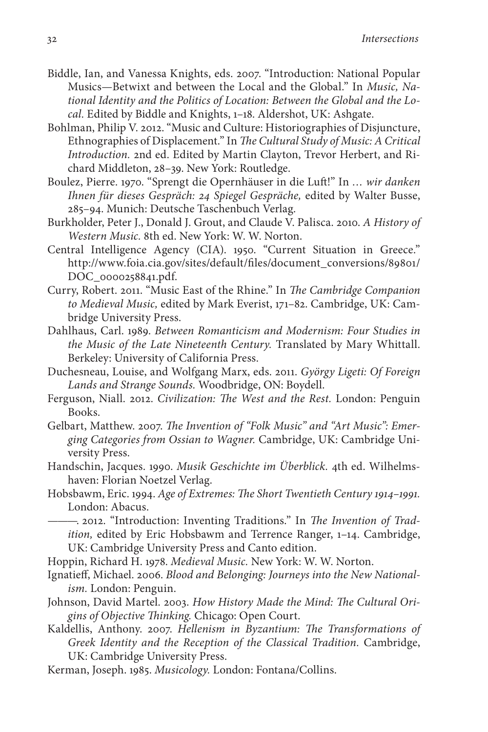Biddle, Ian, and Vanessa Knights, eds. 2007. "Introduction: National Popular Musics—Betwixt and between the Local and the Global." In *Music, National Identity and the Politics of Location: Between the Global and the Local.* Edited by Biddle and Knights, 1–18. Aldershot, UK: Ashgate.

Bohlman, Philip V. 2012. "Music and Culture: Historiographies of Disjuncture, Ethnographies of Displacement." In *The Cultural Study of Music: A Critical Introduction.* 2nd ed. Edited by Martin Clayton, Trevor Herbert, and Richard Middleton, 28–39. New York: Routledge.

Boulez, Pierre. 1970. "Sprengt die Opernhäuser in die Luft!" In *… wir danken Ihnen für dieses Gespräch: 24 Spiegel Gespräche,* edited by Walter Busse, 285–94. Munich: Deutsche Taschenbuch Verlag.

Burkholder, Peter J., Donald J. Grout, and Claude V. Palisca. 2010. *A History of Western Music.* 8th ed. New York: W. W. Norton.

Central Intelligence Agency (CIA). 1950. "Current Situation in Greece." http://www.foia.cia.gov/sites/default/files/document_conversions/89801/DOC_0000258841.pdf.

Curry, Robert. 2011. "Music East of the Rhine." In *The Cambridge Companion to Medieval Music,* edited by Mark Everist, 171–82. Cambridge, UK: Cambridge University Press.

Dahlhaus, Carl. 1989. *Between Romanticism and Modernism: Four Studies in the Music of the Late Nineteenth Century.* Translated by Mary Whittall. Berkeley: University of California Press.

Duchesneau, Louise, and Wolfgang Marx, eds. 2011. *György Ligeti: Of Foreign Lands and Strange Sounds.* Woodbridge, ON: Boydell.

Ferguson, Niall. 2012. *Civilization: The West and the Rest.* London: Penguin Books.

Gelbart, Matthew. 2007. *The Invention of "Folk Music" and "Art Music": Emerging Categories from Ossian to Wagner.* Cambridge, UK: Cambridge University Press.

Handschin, Jacques. 1990. *Musik Geschichte im Überblick.* 4th ed. Wilhelmshaven: Florian Noetzel Verlag.

Hobsbawm, Eric. 1994. *Age of Extremes: The Short Twentieth Century 1914–1991.* London: Abacus.

———. 2012. "Introduction: Inventing Traditions." In *The Invention of Tradition,* edited by Eric Hobsbawm and Terrence Ranger, 1–14. Cambridge, UK: Cambridge University Press and Canto edition.

Hoppin, Richard H. 1978. *Medieval Music.* New York: W. W. Norton.

Ignatieff, Michael. 2006. *Blood and Belonging: Journeys into the New Nationalism.* London: Penguin.

Johnson, David Martel. 2003. *How History Made the Mind: The Cultural Origins of Objective Thinking.* Chicago: Open Court.

Kaldellis, Anthony. 2007. *Hellenism in Byzantium: The Transformations of Greek Identity and the Reception of the Classical Tradition.* Cambridge, UK: Cambridge University Press.

Kerman, Joseph. 1985. *Musicology.* London: Fontana/Collins.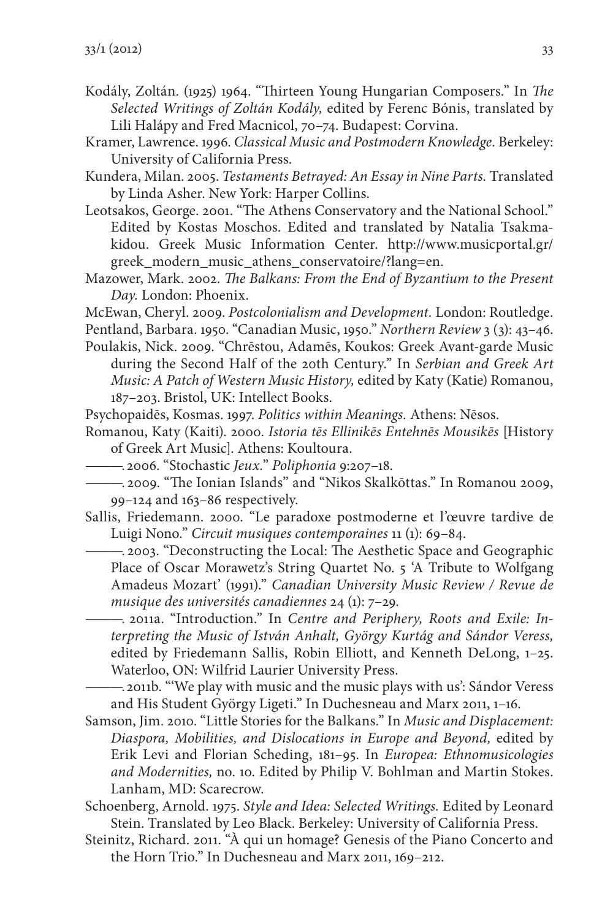Kodály, Zoltán. (1925) 1964. "Thirteen Young Hungarian Composers." In *The Selected Writings of Zoltán Kodály,* edited by Ferenc Bónis, translated by Lili Halápy and Fred Macnicol, 70–74. Budapest: Corvina.

Kramer, Lawrence. 1996. *Classical Music and Postmodern Knowledge.* Berkeley: University of California Press.

Kundera, Milan. 2005. *Testaments Betrayed: An Essay in Nine Parts.* Translated by Linda Asher. New York: Harper Collins.

Leotsakos, George. 2001. "The Athens Conservatory and the National School." Edited by Kostas Moschos. Edited and translated by Natalia Tsakmakidou. Greek Music Information Center. http://www.musicportal.gr/greek_modern_music_athens_conservatoire/?lang=en.

Mazower, Mark. 2002. *The Balkans: From the End of Byzantium to the Present Day.* London: Phoenix.

McEwan, Cheryl. 2009. *Postcolonialism and Development.* London: Routledge.

Pentland, Barbara. 1950. "Canadian Music, 1950." *Northern Review* 3 (3): 43–46.

Poulakis, Nick. 2009. "Chrēstou, Adamēs, Koukos: Greek Avant-garde Music during the Second Half of the 20th Century." In *Serbian and Greek Art Music: A Patch of Western Music History,* edited by Katy (Katie) Romanou, 187–203. Bristol, UK: Intellect Books.

Psychopaidēs, Kosmas. 1997. *Politics within Meanings.* Athens: Nēsos.

Romanou, Katy (Kaiti). 2000. *Istoria tēs Ellinikēs Entehnēs Mousikēs* [History of Greek Art Music]. Athens: Koultoura.

———. 2006. "Stochastic *Jeux.*" *Poliphonia* 9:207–18.

———. 2009. "The Ionian Islands" and "Nikos Skalkōttas." In Romanou 2009, 99–124 and 163–86 respectively.

Sallis, Friedemann. 2000. "Le paradoxe postmoderne et l'œuvre tardive de Luigi Nono." *Circuit musiques contemporaines* 11 (1): 69–84.

———. 2003. "Deconstructing the Local: The Aesthetic Space and Geographic Place of Oscar Morawetz's String Quartet No. 5 'A Tribute to Wolfgang Amadeus Mozart' (1991)." *Canadian University Music Review / Revue de musique des universités canadiennes* 24 (1): 7–29.

———. 2011a. "Introduction." In *Centre and Periphery, Roots and Exile: Interpreting the Music of István Anhalt, György Kurtág and Sándor Veress,* edited by Friedemann Sallis, Robin Elliott, and Kenneth DeLong, 1–25. Waterloo, ON: Wilfrid Laurier University Press.

———. 2011b. "'We play with music and the music plays with us': Sándor Veress and His Student György Ligeti." In Duchesneau and Marx 2011, 1–16.

Samson, Jim. 2010. "Little Stories for the Balkans." In *Music and Displacement: Diaspora, Mobilities, and Dislocations in Europe and Beyond,* edited by Erik Levi and Florian Scheding, 181–95. In *Europea: Ethnomusicologies and Modernities,* no. 10. Edited by Philip V. Bohlman and Martin Stokes. Lanham, MD: Scarecrow.

Schoenberg, Arnold. 1975. *Style and Idea: Selected Writings.* Edited by Leonard Stein. Translated by Leo Black. Berkeley: University of California Press.

Steinitz, Richard. 2011. "À qui un homage? Genesis of the Piano Concerto and the Horn Trio." In Duchesneau and Marx 2011, 169–212.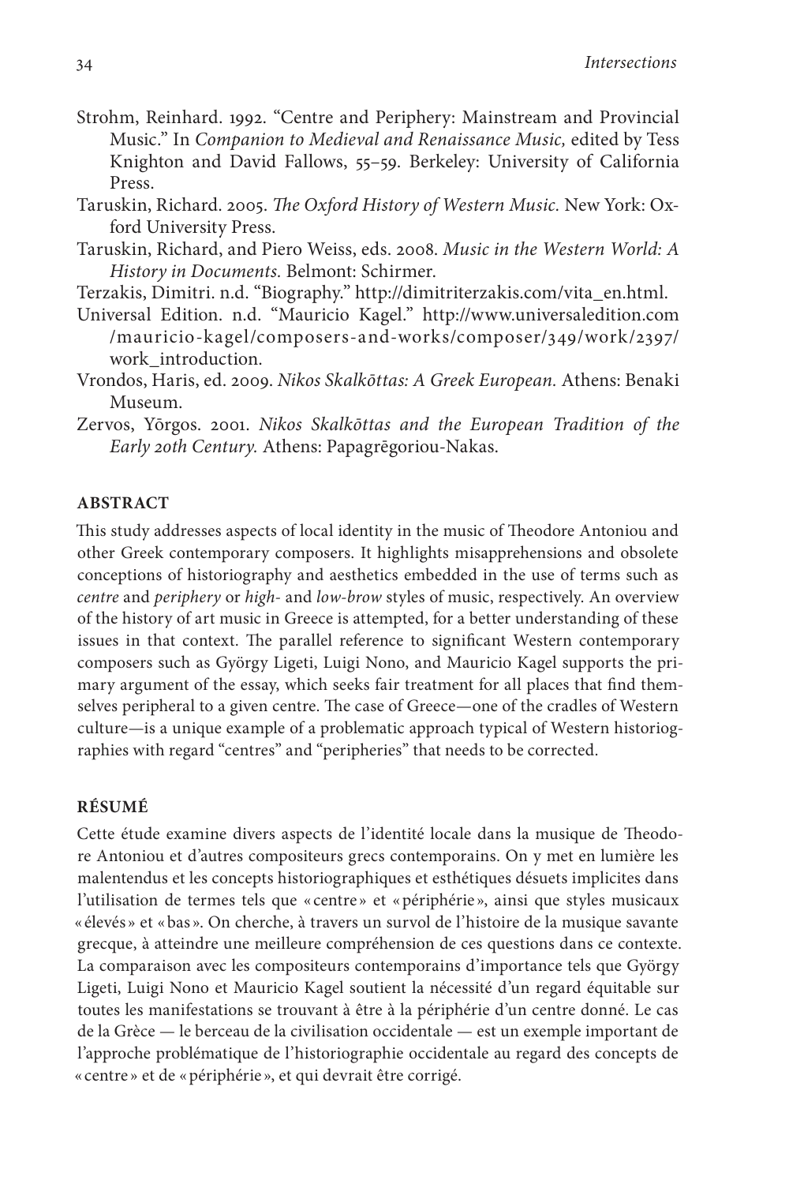Strohm, Reinhard. 1992. "Centre and Periphery: Mainstream and Provincial Music." In *Companion to Medieval and Renaissance Music,* edited by Tess Knighton and David Fallows, 55–59. Berkeley: University of California Press.

Taruskin, Richard. 2005. *The Oxford History of Western Music.* New York: Oxford University Press.

Taruskin, Richard, and Piero Weiss, eds. 2008. *Music in the Western World: A History in Documents.* Belmont: Schirmer.

Terzakis, Dimitri. n.d. "Biography." http://dimitriterzakis.com/vita_en.html.

Universal Edition. n.d. "Mauricio Kagel." http://www.universaledition.com/mauricio-kagel/composers-and-works/composer/349/work/2397/work_introduction.

Vrondos, Haris, ed. 2009. *Nikos Skalkōttas: A Greek European.* Athens: Benaki Museum.

Zervos, Yōrgos. 2001. *Nikos Skalkōttas and the European Tradition of the Early 20th Century.* Athens: Papagrēgoriou-Nakas.

## ABSTRACT

This study addresses aspects of local identity in the music of Theodore Antoniou and other Greek contemporary composers. It highlights misapprehensions and obsolete conceptions of historiography and aesthetics embedded in the use of terms such as *centre* and *periphery* or *high-* and *low-brow* styles of music, respectively. An overview of the history of art music in Greece is attempted, for a better understanding of these issues in that context. The parallel reference to significant Western contemporary composers such as György Ligeti, Luigi Nono, and Mauricio Kagel supports the primary argument of the essay, which seeks fair treatment for all places that find themselves peripheral to a given centre. The case of Greece—one of the cradles of Western culture—is a unique example of a problematic approach typical of Western historiographies with regard "centres" and "peripheries" that needs to be corrected.

## RÉSUMÉ

Cette étude examine divers aspects de l'identité locale dans la musique de Theodore Antoniou et d'autres compositeurs grecs contemporains. On y met en lumière les malentendus et les concepts historiographiques et esthétiques désuets implicites dans l'utilisation de termes tels que « centre » et « périphérie », ainsi que styles musicaux « élevés » et « bas ». On cherche, à travers un survol de l'histoire de la musique savante grecque, à atteindre une meilleure compréhension de ces questions dans ce contexte. La comparaison avec les compositeurs contemporains d'importance tels que György Ligeti, Luigi Nono et Mauricio Kagel soutient la nécessité d'un regard équitable sur toutes les manifestations se trouvant à être à la périphérie d'un centre donné. Le cas de la Grèce — le berceau de la civilisation occidentale — est un exemple important de l'approche problématique de l'historiographie occidentale au regard des concepts de « centre » et de « périphérie », et qui devrait être corrigé.